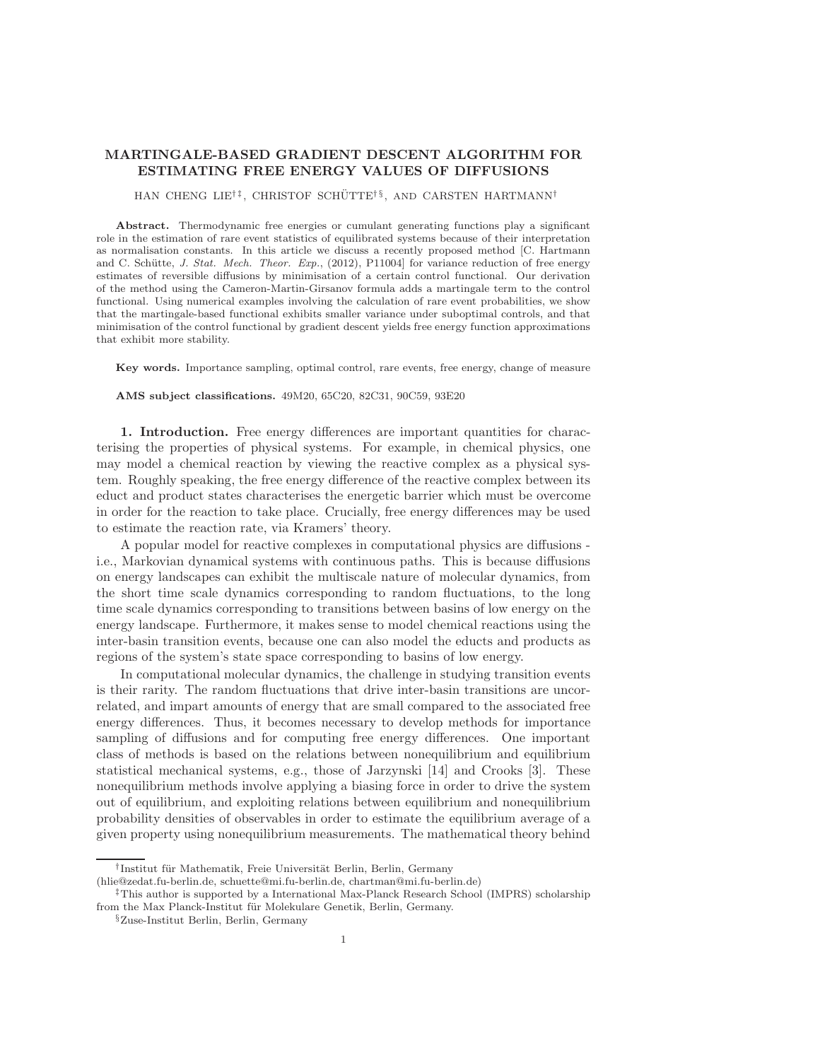# MARTINGALE-BASED GRADIENT DESCENT ALGORITHM FOR ESTIMATING FREE ENERGY VALUES OF DIFFUSIONS

HAN CHENG LIE[†‡], CHRISTOF SCHÜTTE[†§], AND CARSTEN HARTMANN[†]

**Abstract.** Thermodynamic free energies or cumulant generating functions play a significant role in the estimation of rare event statistics of equilibrated systems because of their interpretation as normalisation constants. In this article we discuss a recently proposed method [C. Hartmann and C. Schütte, *J. Stat. Mech. Theor. Exp.*, (2012), P11004] for variance reduction of free energy estimates of reversible diffusions by minimisation of a certain control functional. Our derivation of the method using the Cameron-Martin-Girsanov formula adds a martingale term to the control functional. Using numerical examples involving the calculation of rare event probabilities, we show that the martingale-based functional exhibits smaller variance under suboptimal controls, and that minimisation of the control functional by gradient descent yields free energy function approximations that exhibit more stability.

**Key words.** Importance sampling, optimal control, rare events, free energy, change of measure

**AMS subject classifications.** 49M20, 65C20, 82C31, 90C59, 93E20

## 1. Introduction.

Free energy differences are important quantities for characterising the properties of physical systems. For example, in chemical physics, one may model a chemical reaction by viewing the reactive complex as a physical system. Roughly speaking, the free energy difference of the reactive complex between its educt and product states characterises the energetic barrier which must be overcome in order for the reaction to take place. Crucially, free energy differences may be used to estimate the reaction rate, via Kramers' theory.

A popular model for reactive complexes in computational physics are diffusions - i.e., Markovian dynamical systems with continuous paths. This is because diffusions on energy landscapes can exhibit the multiscale nature of molecular dynamics, from the short time scale dynamics corresponding to random fluctuations, to the long time scale dynamics corresponding to transitions between basins of low energy on the energy landscape. Furthermore, it makes sense to model chemical reactions using the inter-basin transition events, because one can also model the educts and products as regions of the system's state space corresponding to basins of low energy.

In computational molecular dynamics, the challenge in studying transition events is their rarity. The random fluctuations that drive inter-basin transitions are uncorrelated, and impart amounts of energy that are small compared to the associated free energy differences. Thus, it becomes necessary to develop methods for importance sampling of diffusions and for computing free energy differences. One important class of methods is based on the relations between nonequilibrium and equilibrium statistical mechanical systems, e.g., those of Jarzynski [14] and Crooks [3]. These nonequilibrium methods involve applying a biasing force in order to drive the system out of equilibrium, and exploiting relations between equilibrium and nonequilibrium probability densities of observables in order to estimate the equilibrium average of a given property using nonequilibrium measurements. The mathematical theory behind

---

[†]Institut für Mathematik, Freie Universität Berlin, Berlin, Germany (hlie@zedat.fu-berlin.de, schuette@mi.fu-berlin.de, chartman@mi.fu-berlin.de)

[‡]This author is supported by a International Max-Planck Research School (IMPRS) scholarship from the Max Planck-Institut für Molekulare Genetik, Berlin, Germany.

[§]Zuse-Institut Berlin, Berlin, Germany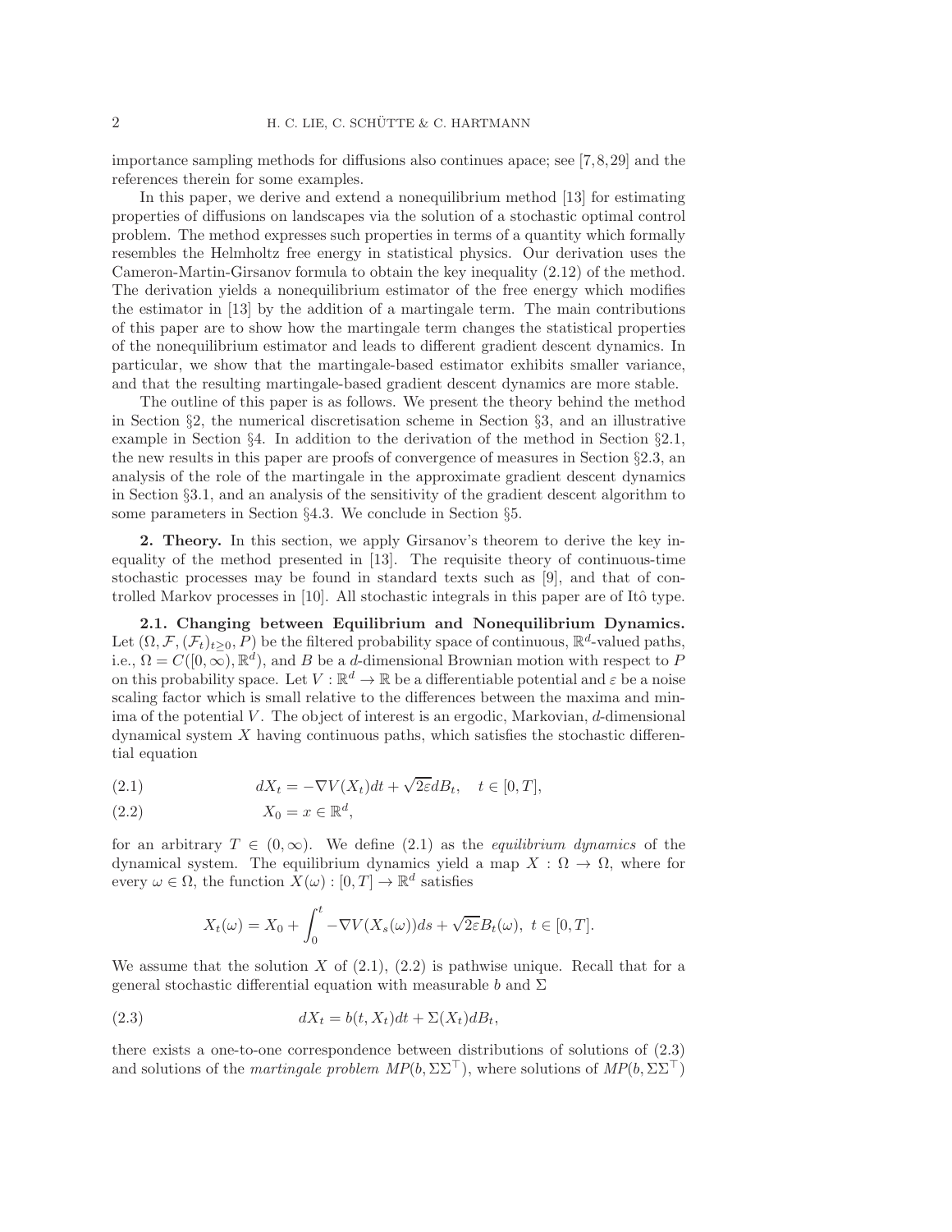importance sampling methods for diffusions also continues apace; see [7, 8, 29] and the references therein for some examples.

In this paper, we derive and extend a nonequilibrium method [13] for estimating properties of diffusions on landscapes via the solution of a stochastic optimal control problem. The method expresses such properties in terms of a quantity which formally resembles the Helmholtz free energy in statistical physics. Our derivation uses the Cameron-Martin-Girsanov formula to obtain the key inequality (2.12) of the method. The derivation yields a nonequilibrium estimator of the free energy which modifies the estimator in [13] by the addition of a martingale term. The main contributions of this paper are to show how the martingale term changes the statistical properties of the nonequilibrium estimator and leads to different gradient descent dynamics. In particular, we show that the martingale-based estimator exhibits smaller variance, and that the resulting martingale-based gradient descent dynamics are more stable.

The outline of this paper is as follows. We present the theory behind the method in Section §2, the numerical discretisation scheme in Section §3, and an illustrative example in Section §4. In addition to the derivation of the method in Section §2.1, the new results in this paper are proofs of convergence of measures in Section §2.3, an analysis of the role of the martingale in the approximate gradient descent dynamics in Section §3.1, and an analysis of the sensitivity of the gradient descent algorithm to some parameters in Section §4.3. We conclude in Section §5.

## 2. Theory.

In this section, we apply Girsanov's theorem to derive the key inequality of the method presented in [13]. The requisite theory of continuous-time stochastic processes may be found in standard texts such as [9], and that of controlled Markov processes in [10]. All stochastic integrals in this paper are of Itô type.

### 2.1. Changing between Equilibrium and Nonequilibrium Dynamics.

Let $(\Omega, \mathcal{F}, (\mathcal{F}_t)_{t\geq 0}, P)$ be the filtered probability space of continuous, $\mathbb{R}^d$-valued paths, i.e., $\Omega = C([0,\infty), \mathbb{R}^d)$, and $B$ be a $d$-dimensional Brownian motion with respect to $P$ on this probability space. Let $V : \mathbb{R}^d \to \mathbb{R}$ be a differentiable potential and $\varepsilon$ be a noise scaling factor which is small relative to the differences between the maxima and minima of the potential $V$. The object of interest is an ergodic, Markovian, $d$-dimensional dynamical system $X$ having continuous paths, which satisfies the stochastic differential equation

$$dX_t = -\nabla V(X_t)dt + \sqrt{2\varepsilon}dB_t, \quad t \in [0,T], \tag{2.1}$$

$$X_0 = x \in \mathbb{R}^d, \tag{2.2}$$

for an arbitrary $T \in (0,\infty)$. We define (2.1) as the *equilibrium dynamics* of the dynamical system. The equilibrium dynamics yield a map $X : \Omega \to \Omega$, where for every $\omega \in \Omega$, the function $X(\omega) : [0,T] \to \mathbb{R}^d$ satisfies

$$X_t(\omega) = X_0 + \int_0^t -\nabla V(X_s(\omega))ds + \sqrt{2\varepsilon}B_t(\omega), \ t \in [0,T].$$

We assume that the solution $X$ of (2.1), (2.2) is pathwise unique. Recall that for a general stochastic differential equation with measurable $b$ and $\Sigma$

$$dX_t = b(t, X_t)dt + \Sigma(X_t)dB_t, \tag{2.3}$$

there exists a one-to-one correspondence between distributions of solutions of (2.3) and solutions of the *martingale problem* $MP(b, \Sigma\Sigma^\top)$, where solutions of $MP(b, \Sigma\Sigma^\top)$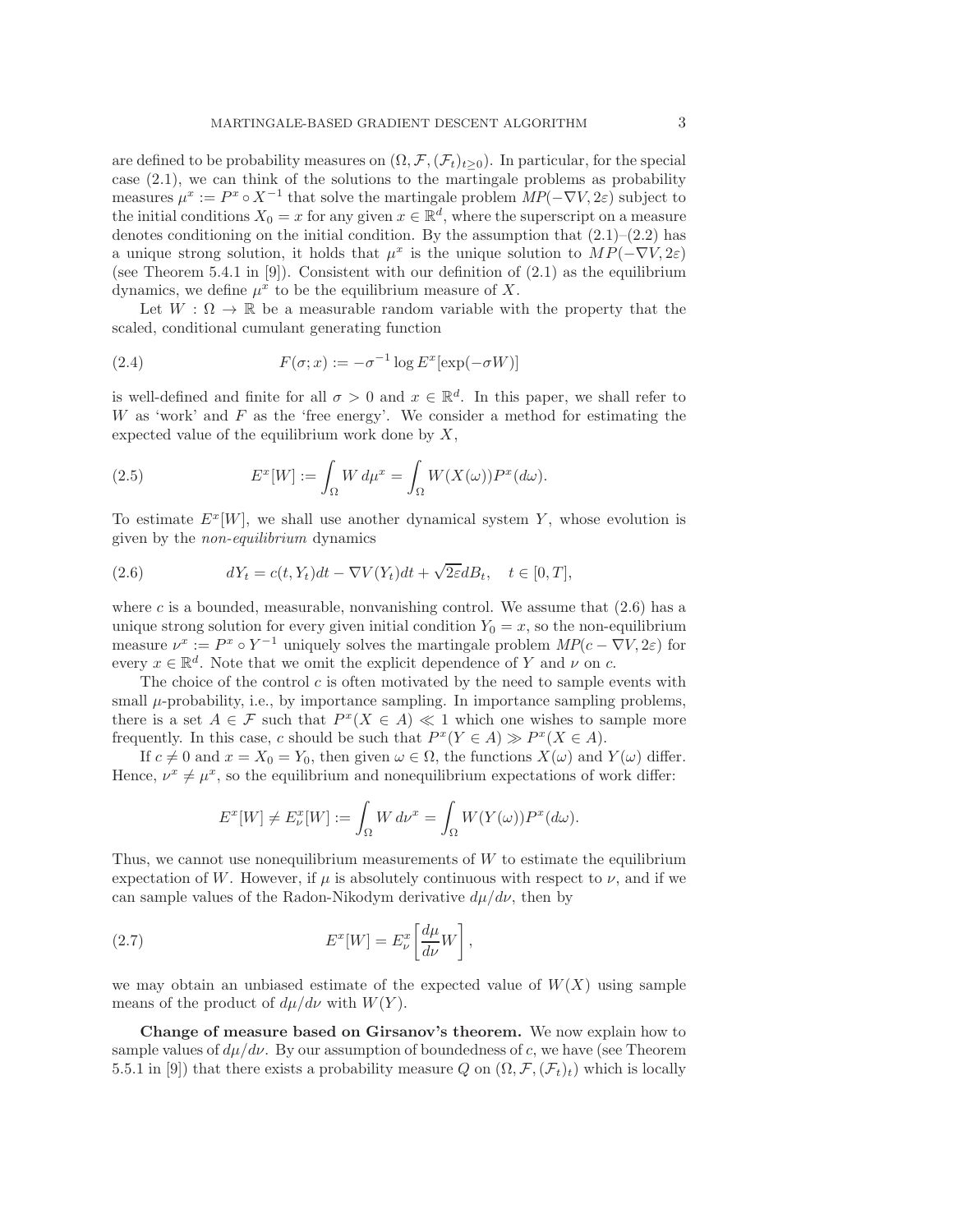are defined to be probability measures on $(\Omega, \mathcal{F}, (\mathcal{F}_t)_{t\geq 0})$. In particular, for the special case (2.1), we can think of the solutions to the martingale problems as probability measures $\mu^x := P^x \circ X^{-1}$ that solve the martingale problem $MP(-\nabla V, 2\varepsilon)$ subject to the initial conditions $X_0 = x$ for any given $x \in \mathbb{R}^d$, where the superscript on a measure denotes conditioning on the initial condition. By the assumption that (2.1)–(2.2) has a unique strong solution, it holds that $\mu^x$ is the unique solution to $MP(-\nabla V, 2\varepsilon)$ (see Theorem 5.4.1 in [9]). Consistent with our definition of (2.1) as the equilibrium dynamics, we define $\mu^x$ to be the equilibrium measure of $X$.

Let $W : \Omega \to \mathbb{R}$ be a measurable random variable with the property that the scaled, conditional cumulant generating function

$$F(\sigma; x) := -\sigma^{-1} \log E^x[\exp(-\sigma W)] \tag{2.4}$$

is well-defined and finite for all $\sigma > 0$ and $x \in \mathbb{R}^d$. In this paper, we shall refer to $W$ as 'work' and $F$ as the 'free energy'. We consider a method for estimating the expected value of the equilibrium work done by $X$,

$$E^x[W] := \int_\Omega W \, d\mu^x = \int_\Omega W(X(\omega)) P^x(d\omega). \tag{2.5}$$

To estimate $E^x[W]$, we shall use another dynamical system $Y$, whose evolution is given by the *non-equilibrium* dynamics

$$dY_t = c(t, Y_t)dt - \nabla V(Y_t)dt + \sqrt{2\varepsilon}dB_t, \quad t \in [0, T], \tag{2.6}$$

where $c$ is a bounded, measurable, nonvanishing control. We assume that (2.6) has a unique strong solution for every given initial condition $Y_0 = x$, so the non-equilibrium measure $\nu^x := P^x \circ Y^{-1}$ uniquely solves the martingale problem $MP(c - \nabla V, 2\varepsilon)$ for every $x \in \mathbb{R}^d$. Note that we omit the explicit dependence of $Y$ and $\nu$ on $c$.

The choice of the control $c$ is often motivated by the need to sample events with small $\mu$-probability, i.e., by importance sampling. In importance sampling problems, there is a set $A \in \mathcal{F}$ such that $P^x(X \in A) \ll 1$ which one wishes to sample more frequently. In this case, $c$ should be such that $P^x(Y \in A) \gg P^x(X \in A)$.

If $c \neq 0$ and $x = X_0 = Y_0$, then given $\omega \in \Omega$, the functions $X(\omega)$ and $Y(\omega)$ differ. Hence, $\nu^x \neq \mu^x$, so the equilibrium and nonequilibrium expectations of work differ:

$$E^x[W] \neq E^x_\nu[W] := \int_\Omega W \, d\nu^x = \int_\Omega W(Y(\omega)) P^x(d\omega).$$

Thus, we cannot use nonequilibrium measurements of $W$ to estimate the equilibrium expectation of $W$. However, if $\mu$ is absolutely continuous with respect to $\nu$, and if we can sample values of the Radon-Nikodym derivative $d\mu/d\nu$, then by

$$E^x[W] = E^x_\nu\left[\frac{d\mu}{d\nu} W\right], \tag{2.7}$$

we may obtain an unbiased estimate of the expected value of $W(X)$ using sample means of the product of $d\mu/d\nu$ with $W(Y)$.

**Change of measure based on Girsanov's theorem.** We now explain how to sample values of $d\mu/d\nu$. By our assumption of boundedness of $c$, we have (see Theorem 5.5.1 in [9]) that there exists a probability measure $Q$ on $(\Omega, \mathcal{F}, (\mathcal{F}_t)_t)$ which is locally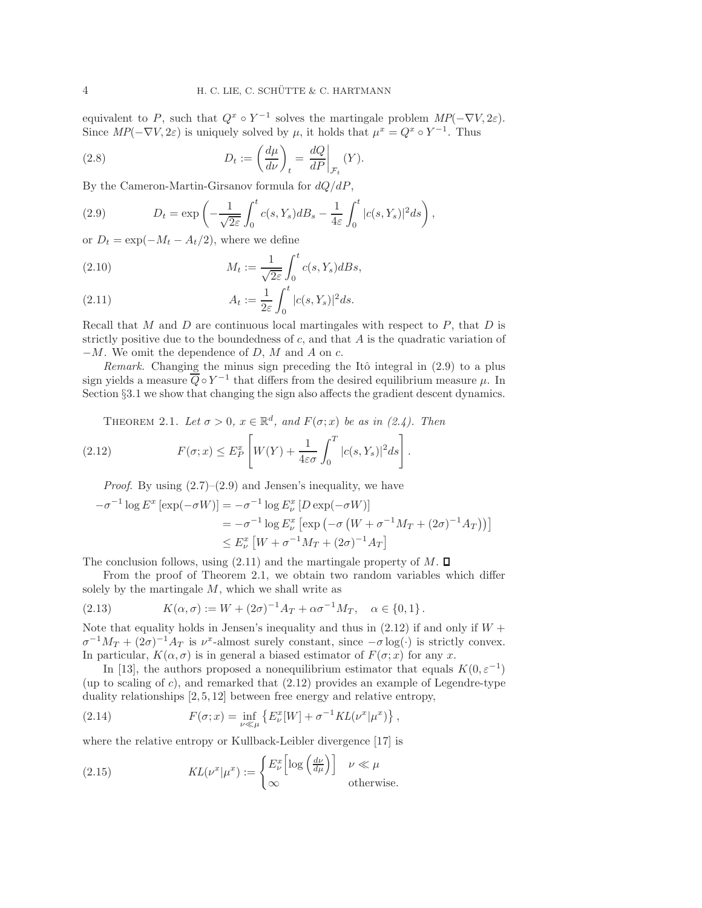equivalent to $P$, such that $Q^x \circ Y^{-1}$ solves the martingale problem $MP(-\nabla V, 2\varepsilon)$. Since $MP(-\nabla V, 2\varepsilon)$ is uniquely solved by $\mu$, it holds that $\mu^x = Q^x \circ Y^{-1}$. Thus

$$D_t := \left(\frac{d\mu}{d\nu}\right)_t = \left.\frac{dQ}{dP}\right|_{\mathcal{F}_t}(Y). \tag{2.8}$$

By the Cameron-Martin-Girsanov formula for $dQ/dP$,

$$D_t = \exp\left(-\frac{1}{\sqrt{2\varepsilon}}\int_0^t c(s, Y_s)dB_s - \frac{1}{4\varepsilon}\int_0^t |c(s, Y_s)|^2 ds\right), \tag{2.9}$$

or $D_t = \exp(-M_t - A_t/2)$, where we define

$$M_t := \frac{1}{\sqrt{2\varepsilon}}\int_0^t c(s, Y_s)dBs, \tag{2.10}$$

$$A_t := \frac{1}{2\varepsilon}\int_0^t |c(s, Y_s)|^2 ds. \tag{2.11}$$

Recall that $M$ and $D$ are continuous local martingales with respect to $P$, that $D$ is strictly positive due to the boundedness of $c$, and that $A$ is the quadratic variation of $-M$. We omit the dependence of $D$, $M$ and $A$ on $c$.

*Remark.* Changing the minus sign preceding the Itô integral in (2.9) to a plus sign yields a measure $\overline{Q} \circ Y^{-1}$ that differs from the desired equilibrium measure $\mu$. In Section §3.1 we show that changing the sign also affects the gradient descent dynamics.

THEOREM 2.1. *Let $\sigma > 0$, $x \in \mathbb{R}^d$, and $F(\sigma; x)$ be as in (2.4). Then*

$$F(\sigma; x) \leq E_P^x\left[W(Y) + \frac{1}{4\varepsilon\sigma}\int_0^T |c(s, Y_s)|^2 ds\right]. \tag{2.12}$$

*Proof.* By using (2.7)–(2.9) and Jensen's inequality, we have

$$\begin{aligned}
-\sigma^{-1}\log E^x\left[\exp(-\sigma W)\right] &= -\sigma^{-1}\log E_\nu^x\left[D\exp(-\sigma W)\right] \\
&= -\sigma^{-1}\log E_\nu^x\left[\exp\left(-\sigma\left(W + \sigma^{-1}M_T + (2\sigma)^{-1}A_T\right)\right)\right] \\
&\leq E_\nu^x\left[W + \sigma^{-1}M_T + (2\sigma)^{-1}A_T\right]
\end{aligned}$$

The conclusion follows, using (2.11) and the martingale property of $M$. ∎

From the proof of Theorem 2.1, we obtain two random variables which differ solely by the martingale $M$, which we shall write as

$$K(\alpha, \sigma) := W + (2\sigma)^{-1}A_T + \alpha\sigma^{-1}M_T, \quad \alpha \in \{0, 1\}. \tag{2.13}$$

Note that equality holds in Jensen's inequality and thus in (2.12) if and only if $W + \sigma^{-1}M_T + (2\sigma)^{-1}A_T$ is $\nu^x$-almost surely constant, since $-\sigma\log(\cdot)$ is strictly convex. In particular, $K(\alpha, \sigma)$ is in general a biased estimator of $F(\sigma; x)$ for any $x$.

In [13], the authors proposed a nonequilibrium estimator that equals $K(0, \varepsilon^{-1})$ (up to scaling of $c$), and remarked that (2.12) provides an example of Legendre-type duality relationships [2, 5, 12] between free energy and relative entropy,

$$F(\sigma; x) = \inf_{\nu \ll \mu}\left\{E_\nu^x[W] + \sigma^{-1}KL(\nu^x|\mu^x)\right\}, \tag{2.14}$$

where the relative entropy or Kullback-Leibler divergence [17] is

$$KL(\nu^x|\mu^x) := \begin{cases} E_\nu^x\Big[\log\left(\frac{d\nu}{d\mu}\right)\Big] & \nu \ll \mu \\ \infty & \text{otherwise.} \end{cases} \tag{2.15}$$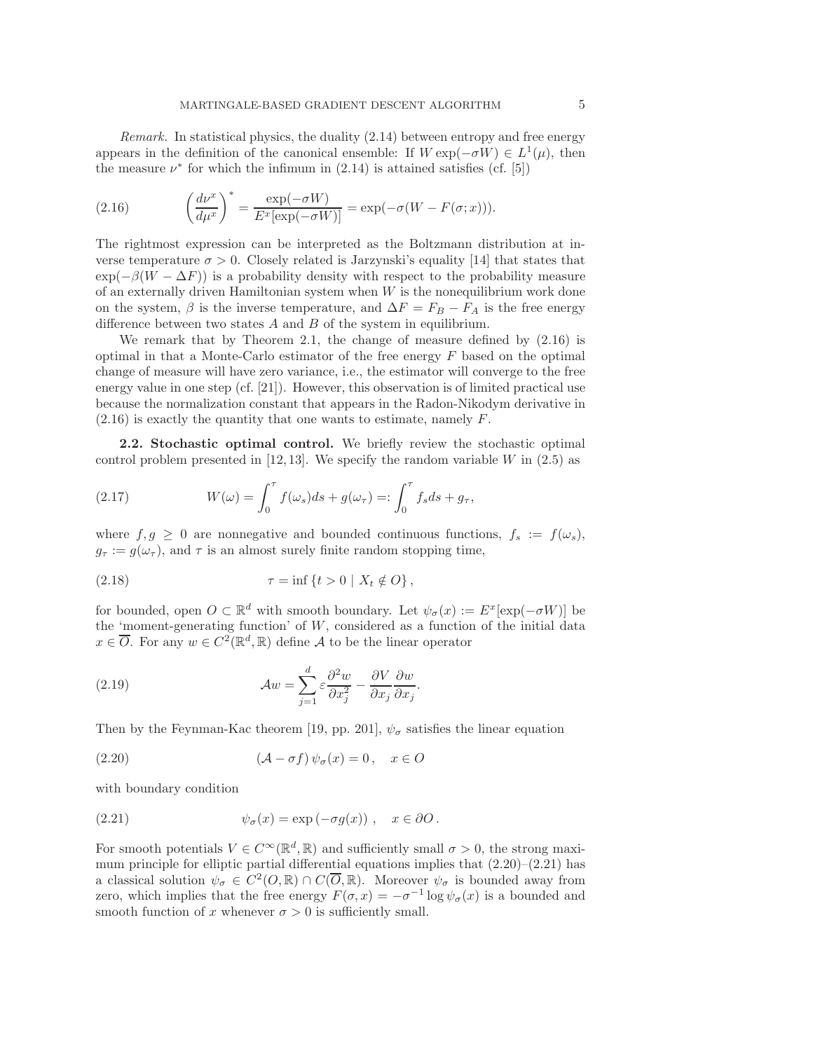*Remark.* In statistical physics, the duality (2.14) between entropy and free energy appears in the definition of the canonical ensemble: If $W\exp(-\sigma W) \in L^1(\mu)$, then the measure $\nu^*$ for which the infimum in (2.14) is attained satisfies (cf. [5])

$$
\left(\frac{d\nu^x}{d\mu^x}\right)^* = \frac{\exp(-\sigma W)}{E^x[\exp(-\sigma W)]} = \exp(-\sigma(W - F(\sigma; x))). \tag{2.16}
$$

The rightmost expression can be interpreted as the Boltzmann distribution at inverse temperature $\sigma > 0$. Closely related is Jarzynski's equality [14] that states that $\exp(-\beta(W - \Delta F))$ is a probability density with respect to the probability measure of an externally driven Hamiltonian system when $W$ is the nonequilibrium work done on the system, $\beta$ is the inverse temperature, and $\Delta F = F_B - F_A$ is the free energy difference between two states $A$ and $B$ of the system in equilibrium.

We remark that by Theorem 2.1, the change of measure defined by (2.16) is optimal in that a Monte-Carlo estimator of the free energy $F$ based on the optimal change of measure will have zero variance, i.e., the estimator will converge to the free energy value in one step (cf. [21]). However, this observation is of limited practical use because the normalization constant that appears in the Radon-Nikodym derivative in (2.16) is exactly the quantity that one wants to estimate, namely $F$.

**2.2. Stochastic optimal control.** We briefly review the stochastic optimal control problem presented in [12, 13]. We specify the random variable $W$ in (2.5) as

$$
W(\omega) = \int_0^\tau f(\omega_s)ds + g(\omega_\tau) =: \int_0^\tau f_s ds + g_\tau, \tag{2.17}
$$

where $f, g \geq 0$ are nonnegative and bounded continuous functions, $f_s := f(\omega_s)$, $g_\tau := g(\omega_\tau)$, and $\tau$ is an almost surely finite random stopping time,

$$
\tau = \inf\{t > 0 \mid X_t \notin O\}, \tag{2.18}
$$

for bounded, open $O \subset \mathbb{R}^d$ with smooth boundary. Let $\psi_\sigma(x) := E^x[\exp(-\sigma W)]$ be the 'moment-generating function' of $W$, considered as a function of the initial data $x \in \overline{O}$. For any $w \in C^2(\mathbb{R}^d, \mathbb{R})$ define $\mathcal{A}$ to be the linear operator

$$
\mathcal{A}w = \sum_{j=1}^d \varepsilon \frac{\partial^2 w}{\partial x_j^2} - \frac{\partial V}{\partial x_j}\frac{\partial w}{\partial x_j}. \tag{2.19}
$$

Then by the Feynman-Kac theorem [19, pp. 201], $\psi_\sigma$ satisfies the linear equation

$$
(\mathcal{A} - \sigma f)\,\psi_\sigma(x) = 0\,, \quad x \in O \tag{2.20}
$$

with boundary condition

$$
\psi_\sigma(x) = \exp\left(-\sigma g(x)\right)\,, \quad x \in \partial O\,. \tag{2.21}
$$

For smooth potentials $V \in C^\infty(\mathbb{R}^d, \mathbb{R})$ and sufficiently small $\sigma > 0$, the strong maximum principle for elliptic partial differential equations implies that (2.20)–(2.21) has a classical solution $\psi_\sigma \in C^2(O, \mathbb{R}) \cap C(\overline{O}, \mathbb{R})$. Moreover $\psi_\sigma$ is bounded away from zero, which implies that the free energy $F(\sigma, x) = -\sigma^{-1}\log\psi_\sigma(x)$ is a bounded and smooth function of $x$ whenever $\sigma > 0$ is sufficiently small.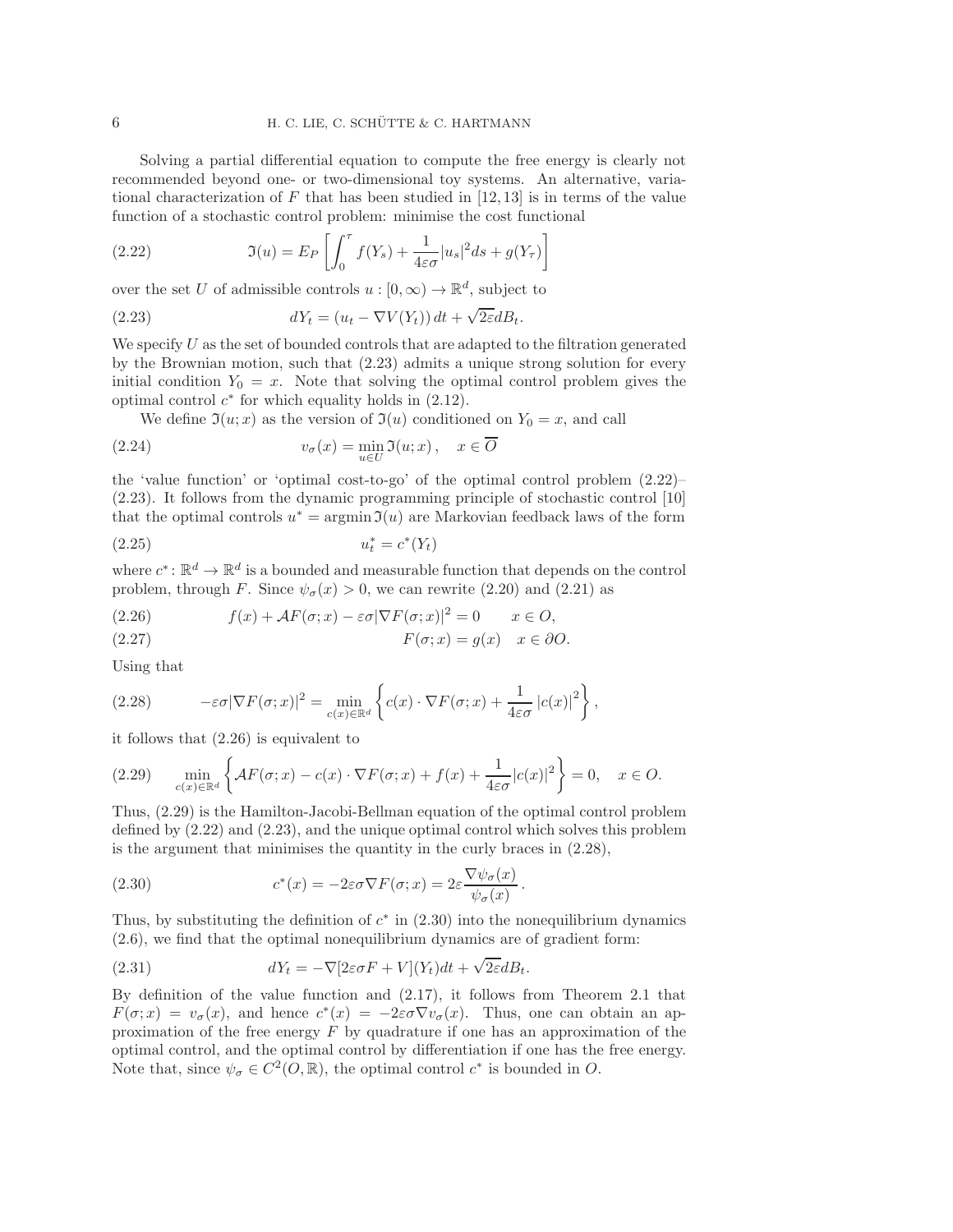Solving a partial differential equation to compute the free energy is clearly not recommended beyond one- or two-dimensional toy systems. An alternative, variational characterization of $F$ that has been studied in [12, 13] is in terms of the value function of a stochastic control problem: minimise the cost functional

$$\mathfrak{I}(u) = E_P\left[\int_0^\tau f(Y_s) + \frac{1}{4\varepsilon\sigma}|u_s|^2 ds + g(Y_\tau)\right] \tag{2.22}$$

over the set $U$ of admissible controls $u : [0,\infty) \to \mathbb{R}^d$, subject to

$$dY_t = (u_t - \nabla V(Y_t))\, dt + \sqrt{2\varepsilon} dB_t. \tag{2.23}$$

We specify $U$ as the set of bounded controls that are adapted to the filtration generated by the Brownian motion, such that (2.23) admits a unique strong solution for every initial condition $Y_0 = x$. Note that solving the optimal control problem gives the optimal control $c^*$ for which equality holds in (2.12).

We define $\mathfrak{I}(u; x)$ as the version of $\mathfrak{I}(u)$ conditioned on $Y_0 = x$, and call

$$v_\sigma(x) = \min_{u\in U} \mathfrak{I}(u; x)\,, \quad x \in \overline{O} \tag{2.24}$$

the 'value function' or 'optimal cost-to-go' of the optimal control problem (2.22)–(2.23). It follows from the dynamic programming principle of stochastic control [10] that the optimal controls $u^* = \operatorname{argmin} \mathfrak{I}(u)$ are Markovian feedback laws of the form

$$u^*_t = c^*(Y_t) \tag{2.25}$$

where $c^* : \mathbb{R}^d \to \mathbb{R}^d$ is a bounded and measurable function that depends on the control problem, through $F$. Since $\psi_\sigma(x) > 0$, we can rewrite (2.20) and (2.21) as

$$f(x) + \mathcal{A}F(\sigma; x) - \varepsilon\sigma|\nabla F(\sigma; x)|^2 = 0 \qquad x \in O, \tag{2.26}$$

$$F(\sigma; x) = g(x) \quad x \in \partial O. \tag{2.27}$$

Using that

$$-\varepsilon\sigma|\nabla F(\sigma; x)|^2 = \min_{c(x)\in\mathbb{R}^d} \left\{ c(x) \cdot \nabla F(\sigma; x) + \frac{1}{4\varepsilon\sigma}\left|c(x)\right|^2 \right\}, \tag{2.28}$$

it follows that (2.26) is equivalent to

$$\min_{c(x)\in\mathbb{R}^d} \left\{ \mathcal{A}F(\sigma; x) - c(x) \cdot \nabla F(\sigma; x) + f(x) + \frac{1}{4\varepsilon\sigma}|c(x)|^2 \right\} = 0, \quad x \in O. \tag{2.29}$$

Thus, (2.29) is the Hamilton-Jacobi-Bellman equation of the optimal control problem defined by (2.22) and (2.23), and the unique optimal control which solves this problem is the argument that minimises the quantity in the curly braces in (2.28),

$$c^*(x) = -2\varepsilon\sigma\nabla F(\sigma; x) = 2\varepsilon\frac{\nabla\psi_\sigma(x)}{\psi_\sigma(x)}\,. \tag{2.30}$$

Thus, by substituting the definition of $c^*$ in (2.30) into the nonequilibrium dynamics (2.6), we find that the optimal nonequilibrium dynamics are of gradient form:

$$dY_t = -\nabla[2\varepsilon\sigma F + V](Y_t)dt + \sqrt{2\varepsilon} dB_t. \tag{2.31}$$

By definition of the value function and (2.17), it follows from Theorem 2.1 that $F(\sigma; x) = v_\sigma(x)$, and hence $c^*(x) = -2\varepsilon\sigma\nabla v_\sigma(x)$. Thus, one can obtain an approximation of the free energy $F$ by quadrature if one has an approximation of the optimal control, and the optimal control by differentiation if one has the free energy. Note that, since $\psi_\sigma \in C^2(O, \mathbb{R})$, the optimal control $c^*$ is bounded in $O$.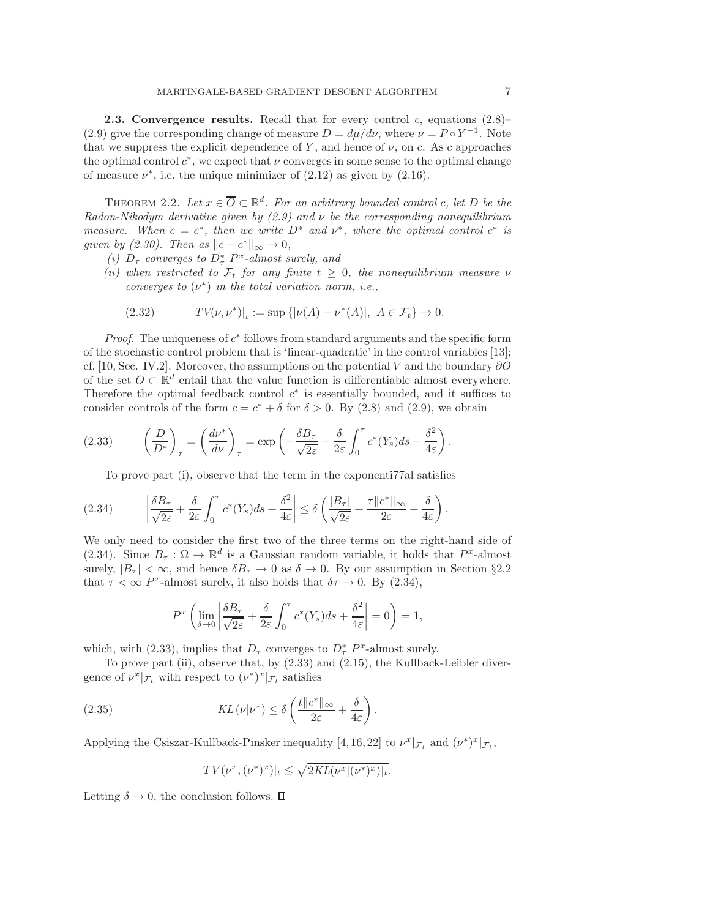**2.3. Convergence results.** Recall that for every control $c$, equations (2.8)–(2.9) give the corresponding change of measure $D = d\mu/d\nu$, where $\nu = P \circ Y^{-1}$. Note that we suppress the explicit dependence of $Y$, and hence of $\nu$, on $c$. As $c$ approaches the optimal control $c^*$, we expect that $\nu$ converges in some sense to the optimal change of measure $\nu^*$, i.e. the unique minimizer of (2.12) as given by (2.16).

THEOREM 2.2. *Let $x \in \overline{O} \subset \mathbb{R}^d$. For an arbitrary bounded control $c$, let $D$ be the Radon-Nikodym derivative given by (2.9) and $\nu$ be the corresponding nonequilibrium measure. When $c = c^*$, then we write $D^*$ and $\nu^*$, where the optimal control $c^*$ is given by (2.30). Then as $\|c - c^*\|_\infty \to 0$,*

*(i) $D_\tau$ converges to $D^*_\tau$ $P^x$-almost surely, and*

*(ii) when restricted to $\mathcal{F}_t$ for any finite $t \geq 0$, the nonequilibrium measure $\nu$ converges to $(\nu^*)$ in the total variation norm, i.e.,*

$$TV(\nu, \nu^*)\big|_t := \sup\left\{|\nu(A) - \nu^*(A)|,\ A \in \mathcal{F}_t\right\} \to 0. \tag{2.32}$$

*Proof.* The uniqueness of $c^*$ follows from standard arguments and the specific form of the stochastic control problem that is 'linear-quadratic' in the control variables [13]; cf. [10, Sec. IV.2]. Moreover, the assumptions on the potential $V$ and the boundary $\partial O$ of the set $O \subset \mathbb{R}^d$ entail that the value function is differentiable almost everywhere. Therefore the optimal feedback control $c^*$ is essentially bounded, and it suffices to consider controls of the form $c = c^* + \delta$ for $\delta > 0$. By (2.8) and (2.9), we obtain

$$\left(\frac{D}{D^*}\right)_\tau = \left(\frac{d\nu^*}{d\nu}\right)_\tau = \exp\left(-\frac{\delta B_\tau}{\sqrt{2\varepsilon}} - \frac{\delta}{2\varepsilon}\int_0^\tau c^*(Y_s)ds - \frac{\delta^2}{4\varepsilon}\right). \tag{2.33}$$

To prove part (i), observe that the term in the exponenti77al satisfies

$$\left|\frac{\delta B_\tau}{\sqrt{2\varepsilon}} + \frac{\delta}{2\varepsilon}\int_0^\tau c^*(Y_s)ds + \frac{\delta^2}{4\varepsilon}\right| \leq \delta\left(\frac{|B_\tau|}{\sqrt{2\varepsilon}} + \frac{\tau\|c^*\|_\infty}{2\varepsilon} + \frac{\delta}{4\varepsilon}\right). \tag{2.34}$$

We only need to consider the first two of the three terms on the right-hand side of (2.34). Since $B_\tau : \Omega \to \mathbb{R}^d$ is a Gaussian random variable, it holds that $P^x$-almost surely, $|B_\tau| < \infty$, and hence $\delta B_\tau \to 0$ as $\delta \to 0$. By our assumption in Section §2.2 that $\tau < \infty$ $P^x$-almost surely, it also holds that $\delta\tau \to 0$. By (2.34),

$$P^x\left(\lim_{\delta \to 0}\left|\frac{\delta B_\tau}{\sqrt{2\varepsilon}} + \frac{\delta}{2\varepsilon}\int_0^\tau c^*(Y_s)ds + \frac{\delta^2}{4\varepsilon}\right| = 0\right) = 1,$$

which, with (2.33), implies that $D_\tau$ converges to $D^*_\tau$ $P^x$-almost surely.

To prove part (ii), observe that, by (2.33) and (2.15), the Kullback-Leibler divergence of $\nu^x|_{\mathcal{F}_t}$ with respect to $(\nu^*)^x|_{\mathcal{F}_t}$ satisfies

$$KL\left(\nu|\nu^*\right) \leq \delta\left(\frac{t\|c^*\|_\infty}{2\varepsilon} + \frac{\delta}{4\varepsilon}\right). \tag{2.35}$$

Applying the Csiszar-Kullback-Pinsker inequality [4, 16, 22] to $\nu^x|_{\mathcal{F}_t}$ and $(\nu^*)^x|_{\mathcal{F}_t}$,

$$TV(\nu^x, (\nu^*)^x)|_t \leq \sqrt{2KL(\nu^x|(\nu^*)^x)|_t}.$$

Letting $\delta \to 0$, the conclusion follows. ∎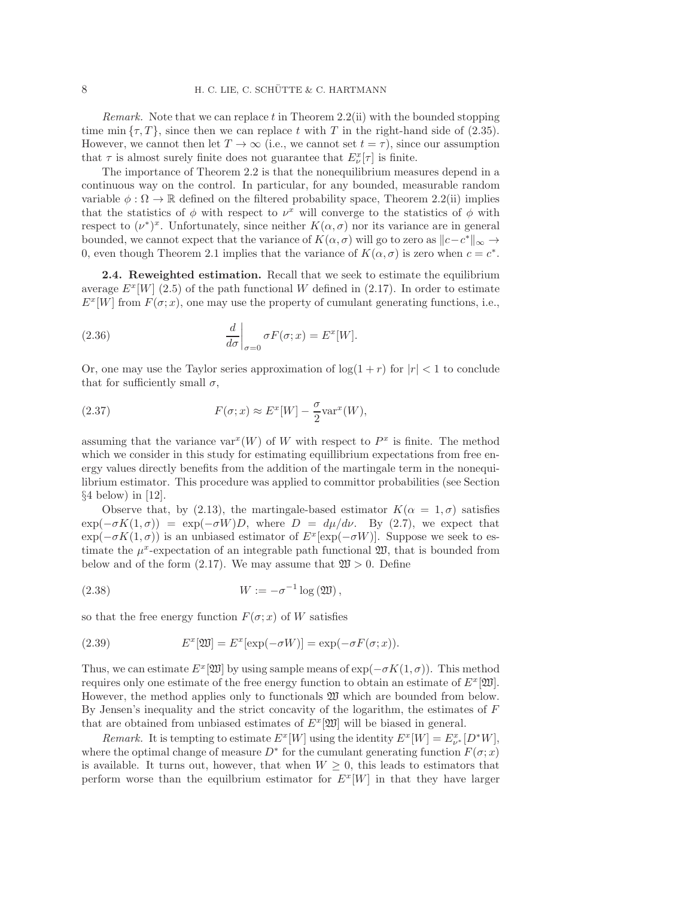*Remark.* Note that we can replace $t$ in Theorem 2.2(ii) with the bounded stopping time $\min\{\tau, T\}$, since then we can replace $t$ with $T$ in the right-hand side of (2.35). However, we cannot then let $T \to \infty$ (i.e., we cannot set $t = \tau$), since our assumption that $\tau$ is almost surely finite does not guarantee that $E^x_\nu[\tau]$ is finite.

The importance of Theorem 2.2 is that the nonequilibrium measures depend in a continuous way on the control. In particular, for any bounded, measurable random variable $\phi : \Omega \to \mathbb{R}$ defined on the filtered probability space, Theorem 2.2(ii) implies that the statistics of $\phi$ with respect to $\nu^x$ will converge to the statistics of $\phi$ with respect to $(\nu^*)^x$. Unfortunately, since neither $K(\alpha, \sigma)$ nor its variance are in general bounded, we cannot expect that the variance of $K(\alpha, \sigma)$ will go to zero as $\|c - c^*\|_\infty \to 0$, even though Theorem 2.1 implies that the variance of $K(\alpha, \sigma)$ is zero when $c = c^*$.

**2.4. Reweighted estimation.** Recall that we seek to estimate the equilibrium average $E^x[W]$ (2.5) of the path functional $W$ defined in (2.17). In order to estimate $E^x[W]$ from $F(\sigma; x)$, one may use the property of cumulant generating functions, i.e.,

$$\left.\frac{d}{d\sigma}\right|_{\sigma=0} \sigma F(\sigma; x) = E^x[W]. \tag{2.36}$$

Or, one may use the Taylor series approximation of $\log(1 + r)$ for $|r| < 1$ to conclude that for sufficiently small $\sigma$,

$$F(\sigma; x) \approx E^x[W] - \frac{\sigma}{2}\mathrm{var}^x(W), \tag{2.37}$$

assuming that the variance $\mathrm{var}^x(W)$ of $W$ with respect to $P^x$ is finite. The method which we consider in this study for estimating equillibrium expectations from free energy values directly benefits from the addition of the martingale term in the nonequilibrium estimator. This procedure was applied to committor probabilities (see Section §4 below) in [12].

Observe that, by (2.13), the martingale-based estimator $K(\alpha = 1, \sigma)$ satisfies $\exp(-\sigma K(1, \sigma)) = \exp(-\sigma W)D$, where $D = d\mu/d\nu$. By (2.7), we expect that $\exp(-\sigma K(1, \sigma))$ is an unbiased estimator of $E^x[\exp(-\sigma W)]$. Suppose we seek to estimate the $\mu^x$-expectation of an integrable path functional $\mathfrak{W}$, that is bounded from below and of the form (2.17). We may assume that $\mathfrak{W} > 0$. Define

$$W := -\sigma^{-1}\log(\mathfrak{W}), \tag{2.38}$$

so that the free energy function $F(\sigma; x)$ of $W$ satisfies

$$E^x[\mathfrak{W}] = E^x[\exp(-\sigma W)] = \exp(-\sigma F(\sigma; x)). \tag{2.39}$$

Thus, we can estimate $E^x[\mathfrak{W}]$ by using sample means of $\exp(-\sigma K(1, \sigma))$. This method requires only one estimate of the free energy function to obtain an estimate of $E^x[\mathfrak{W}]$. However, the method applies only to functionals $\mathfrak{W}$ which are bounded from below. By Jensen's inequality and the strict concavity of the logarithm, the estimates of $F$ that are obtained from unbiased estimates of $E^x[\mathfrak{W}]$ will be biased in general.

*Remark.* It is tempting to estimate $E^x[W]$ using the identity $E^x[W] = E^x_{\nu^*}[D^* W]$, where the optimal change of measure $D^*$ for the cumulant generating function $F(\sigma; x)$ is available. It turns out, however, that when $W \geq 0$, this leads to estimators that perform worse than the equilbrium estimator for $E^x[W]$ in that they have larger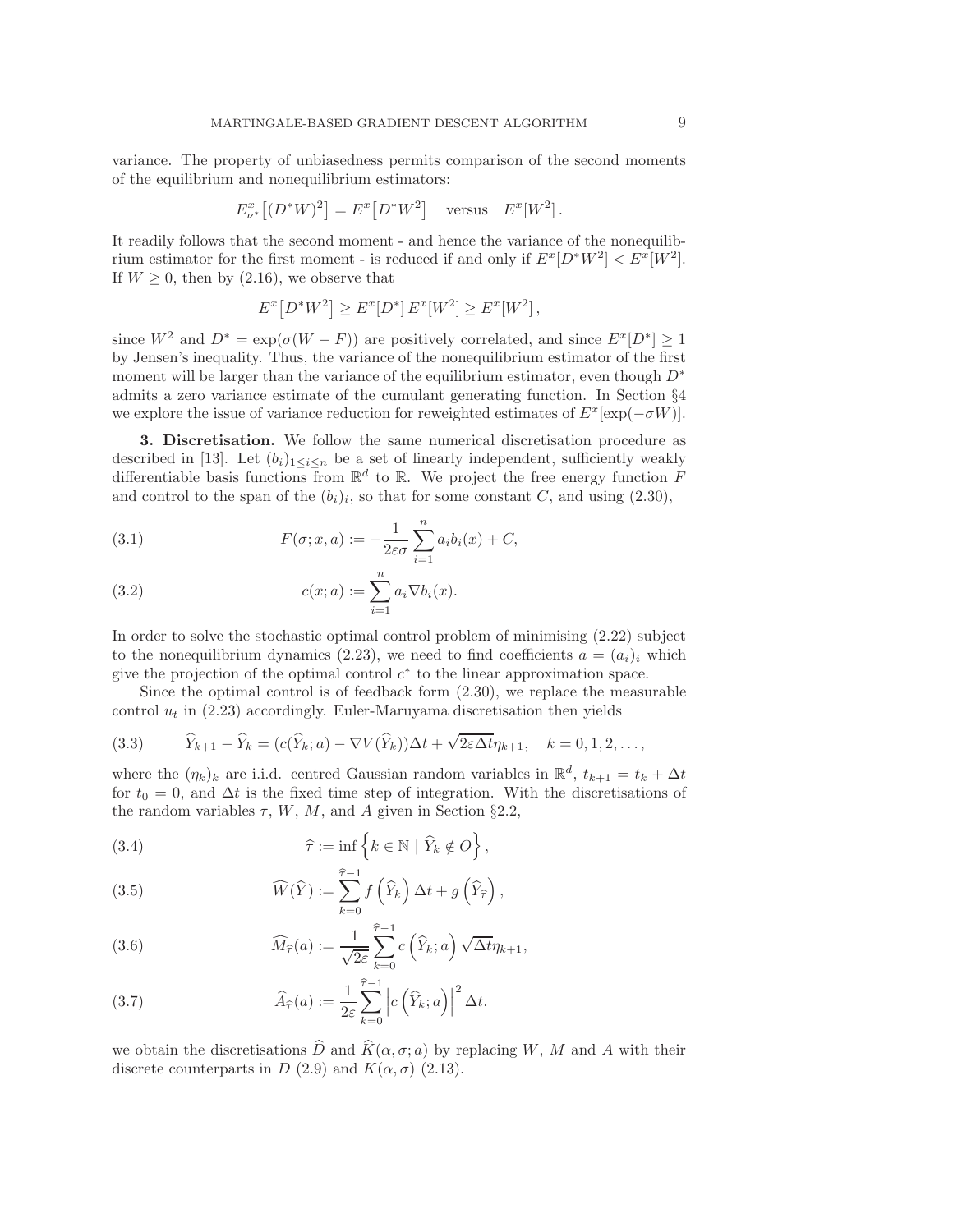variance. The property of unbiasedness permits comparison of the second moments of the equilibrium and nonequilibrium estimators:

$$E^x_{\nu^*}\left[(D^*W)^2\right] = E^x\left[D^*W^2\right] \quad \text{versus} \quad E^x[W^2].$$

It readily follows that the second moment - and hence the variance of the nonequilibrium estimator for the first moment - is reduced if and only if $E^x[D^*W^2] < E^x[W^2]$. If $W \geq 0$, then by (2.16), we observe that

$$E^x\left[D^*W^2\right] \geq E^x[D^*]\, E^x[W^2] \geq E^x[W^2],$$

since $W^2$ and $D^* = \exp(\sigma(W - F))$ are positively correlated, and since $E^x[D^*] \geq 1$ by Jensen's inequality. Thus, the variance of the nonequilibrium estimator of the first moment will be larger than the variance of the equilibrium estimator, even though $D^*$ admits a zero variance estimate of the cumulant generating function. In Section §4 we explore the issue of variance reduction for reweighted estimates of $E^x[\exp(-\sigma W)]$.

## 3. Discretisation.

We follow the same numerical discretisation procedure as described in [13]. Let $(b_i)_{1\leq i\leq n}$ be a set of linearly independent, sufficiently weakly differentiable basis functions from $\mathbb{R}^d$ to $\mathbb{R}$. We project the free energy function $F$ and control to the span of the $(b_i)_i$, so that for some constant $C$, and using (2.30),

$$F(\sigma; x, a) := -\frac{1}{2\varepsilon\sigma}\sum_{i=1}^{n} a_i b_i(x) + C, \tag{3.1}$$

$$c(x; a) := \sum_{i=1}^{n} a_i \nabla b_i(x). \tag{3.2}$$

In order to solve the stochastic optimal control problem of minimising (2.22) subject to the nonequilibrium dynamics (2.23), we need to find coefficients $a = (a_i)_i$ which give the projection of the optimal control $c^*$ to the linear approximation space.

Since the optimal control is of feedback form (2.30), we replace the measurable control $u_t$ in (2.23) accordingly. Euler-Maruyama discretisation then yields

$$\widehat{Y}_{k+1} - \widehat{Y}_k = (c(\widehat{Y}_k; a) - \nabla V(\widehat{Y}_k))\Delta t + \sqrt{2\varepsilon\Delta t}\eta_{k+1}, \quad k = 0, 1, 2, \ldots, \tag{3.3}$$

where the $(\eta_k)_k$ are i.i.d. centred Gaussian random variables in $\mathbb{R}^d$, $t_{k+1} = t_k + \Delta t$ for $t_0 = 0$, and $\Delta t$ is the fixed time step of integration. With the discretisations of the random variables $\tau$, $W$, $M$, and $A$ given in Section §2.2,

$$\widehat{\tau} := \inf\left\{k \in \mathbb{N} \mid \widehat{Y}_k \notin O\right\}, \tag{3.4}$$

$$\widehat{W}(\widehat{Y}) := \sum_{k=0}^{\widehat{\tau}-1} f\left(\widehat{Y}_k\right)\Delta t + g\left(\widehat{Y}_{\widehat{\tau}}\right), \tag{3.5}$$

$$\widehat{M}_{\widehat{\tau}}(a) := \frac{1}{\sqrt{2\varepsilon}}\sum_{k=0}^{\widehat{\tau}-1} c\left(\widehat{Y}_k; a\right)\sqrt{\Delta t}\eta_{k+1}, \tag{3.6}$$

$$\widehat{A}_{\widehat{\tau}}(a) := \frac{1}{2\varepsilon}\sum_{k=0}^{\widehat{\tau}-1} \left|c\left(\widehat{Y}_k; a\right)\right|^2 \Delta t. \tag{3.7}$$

we obtain the discretisations $\widehat{D}$ and $\widehat{K}(\alpha, \sigma; a)$ by replacing $W$, $M$ and $A$ with their discrete counterparts in $D$ (2.9) and $K(\alpha, \sigma)$ (2.13).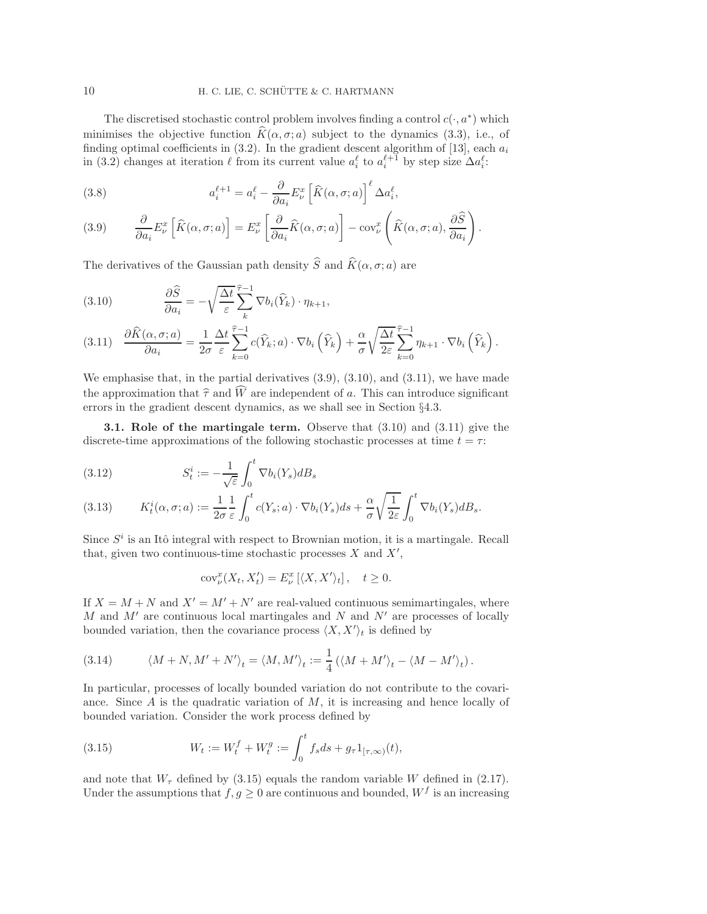The discretised stochastic control problem involves finding a control $c(\cdot, a^*)$ which minimises the objective function $\widehat{K}(\alpha, \sigma; a)$ subject to the dynamics (3.3), i.e., of finding optimal coefficients in (3.2). In the gradient descent algorithm of [13], each $a_i$ in (3.2) changes at iteration $\ell$ from its current value $a_i^\ell$ to $a_i^{\ell+1}$ by step size $\Delta a_i^\ell$:

$$a_i^{\ell+1} = a_i^\ell - \frac{\partial}{\partial a_i} E_\nu^x \left[ \widehat{K}(\alpha, \sigma; a) \right]^\ell \Delta a_i^\ell, \tag{3.8}$$

$$\frac{\partial}{\partial a_i} E_\nu^x \left[ \widehat{K}(\alpha, \sigma; a) \right] = E_\nu^x \left[ \frac{\partial}{\partial a_i} \widehat{K}(\alpha, \sigma; a) \right] - \operatorname{cov}_\nu^x \left( \widehat{K}(\alpha, \sigma; a), \frac{\partial \widehat{S}}{\partial a_i} \right). \tag{3.9}$$

The derivatives of the Gaussian path density $\widehat{S}$ and $\widehat{K}(\alpha, \sigma; a)$ are

$$\frac{\partial \widehat{S}}{\partial a_i} = -\sqrt{\frac{\Delta t}{\varepsilon}} \sum_{k}^{\widehat{\tau}-1} \nabla b_i(\widehat{Y}_k) \cdot \eta_{k+1}, \tag{3.10}$$

$$\frac{\partial \widehat{K}(\alpha, \sigma; a)}{\partial a_i} = \frac{1}{2\sigma} \frac{\Delta t}{\varepsilon} \sum_{k=0}^{\widehat{\tau}-1} c(\widehat{Y}_k; a) \cdot \nabla b_i \left( \widehat{Y}_k \right) + \frac{\alpha}{\sigma} \sqrt{\frac{\Delta t}{2\varepsilon}} \sum_{k=0}^{\widehat{\tau}-1} \eta_{k+1} \cdot \nabla b_i \left( \widehat{Y}_k \right). \tag{3.11}$$

We emphasise that, in the partial derivatives (3.9), (3.10), and (3.11), we have made the approximation that $\widehat{\tau}$ and $\widehat{W}$ are independent of $a$. This can introduce significant errors in the gradient descent dynamics, as we shall see in Section §4.3.

**3.1. Role of the martingale term.** Observe that (3.10) and (3.11) give the discrete-time approximations of the following stochastic processes at time $t = \tau$:

$$S_t^i := -\frac{1}{\sqrt{\varepsilon}} \int_0^t \nabla b_i(Y_s) dB_s \tag{3.12}$$

$$K_t^i(\alpha, \sigma; a) := \frac{1}{2\sigma} \frac{1}{\varepsilon} \int_0^t c(Y_s; a) \cdot \nabla b_i(Y_s) ds + \frac{\alpha}{\sigma} \sqrt{\frac{1}{2\varepsilon}} \int_0^t \nabla b_i(Y_s) dB_s. \tag{3.13}$$

Since $S^i$ is an Itô integral with respect to Brownian motion, it is a martingale. Recall that, given two continuous-time stochastic processes $X$ and $X'$,

$$\operatorname{cov}_\nu^x(X_t, X_t') = E_\nu^x \left[ \langle X, X' \rangle_t \right], \quad t \geq 0.$$

If $X = M + N$ and $X' = M' + N'$ are real-valued continuous semimartingales, where $M$ and $M'$ are continuous local martingales and $N$ and $N'$ are processes of locally bounded variation, then the covariance process $\langle X, X' \rangle_t$ is defined by

$$\langle M + N, M' + N' \rangle_t = \langle M, M' \rangle_t := \frac{1}{4} \left( \langle M + M' \rangle_t - \langle M - M' \rangle_t \right). \tag{3.14}$$

In particular, processes of locally bounded variation do not contribute to the covariance. Since $A$ is the quadratic variation of $M$, it is increasing and hence locally of bounded variation. Consider the work process defined by

$$W_t := W_t^f + W_t^g := \int_0^t f_s ds + g_\tau 1_{[\tau, \infty)}(t), \tag{3.15}$$

and note that $W_\tau$ defined by (3.15) equals the random variable $W$ defined in (2.17). Under the assumptions that $f, g \geq 0$ are continuous and bounded, $W^f$ is an increasing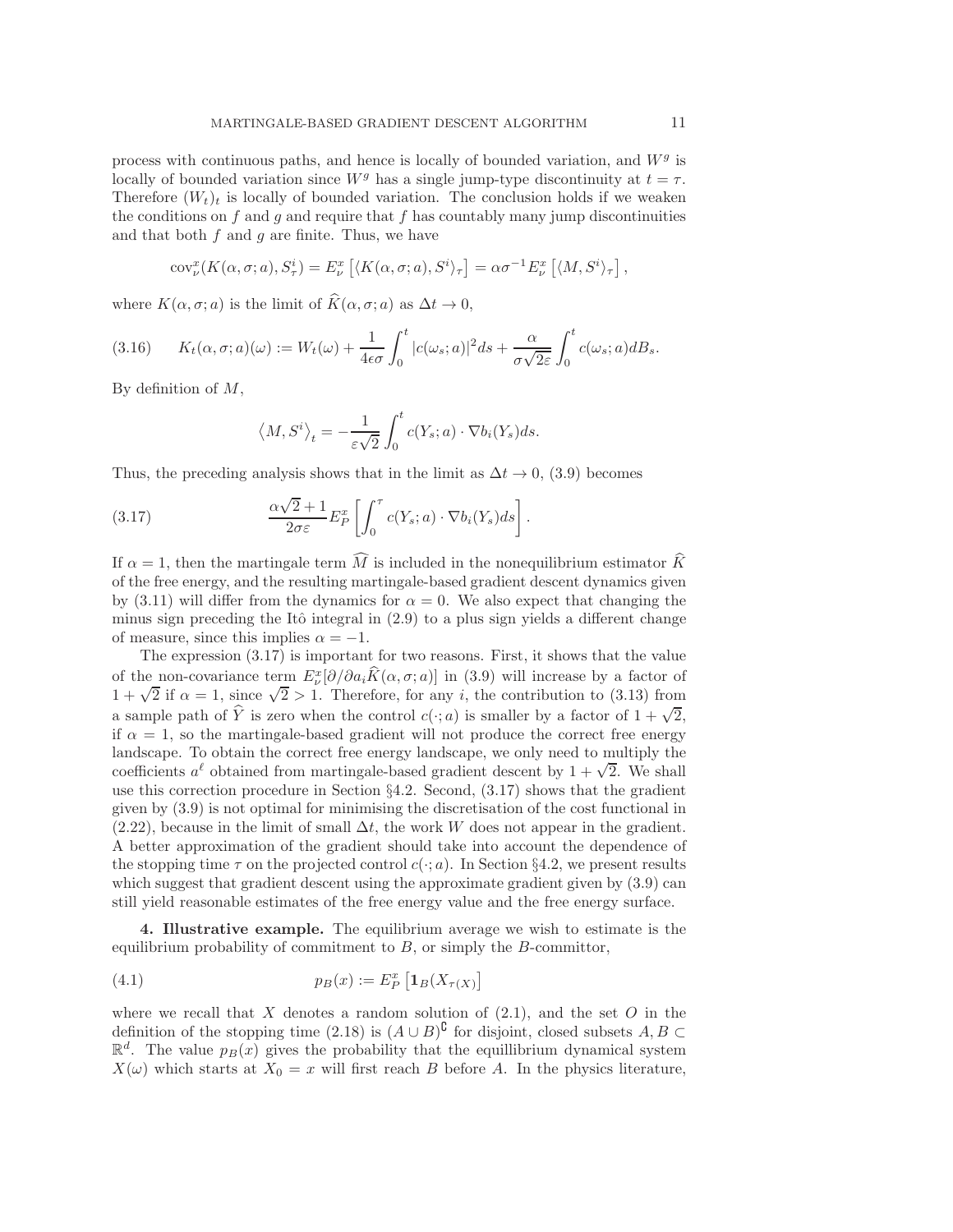process with continuous paths, and hence is locally of bounded variation, and $W^g$ is locally of bounded variation since $W^g$ has a single jump-type discontinuity at $t = \tau$. Therefore $(W_t)_t$ is locally of bounded variation. The conclusion holds if we weaken the conditions on $f$ and $g$ and require that $f$ has countably many jump discontinuities and that both $f$ and $g$ are finite. Thus, we have

$$\mathrm{cov}_\nu^x(K(\alpha,\sigma;a),S_\tau^i) = E_\nu^x\left[\langle K(\alpha,\sigma;a),S^i\rangle_\tau\right] = \alpha\sigma^{-1}E_\nu^x\left[\langle M,S^i\rangle_\tau\right],$$

where $K(\alpha,\sigma;a)$ is the limit of $\widehat{K}(\alpha,\sigma;a)$ as $\Delta t \to 0$,

$$K_t(\alpha,\sigma;a)(\omega) := W_t(\omega) + \frac{1}{4\epsilon\sigma}\int_0^t |c(\omega_s;a)|^2 ds + \frac{\alpha}{\sigma\sqrt{2\varepsilon}}\int_0^t c(\omega_s;a)dB_s. \tag{3.16}$$

By definition of $M$,

$$\left\langle M,S^i\right\rangle_t = -\frac{1}{\varepsilon\sqrt{2}}\int_0^t c(Y_s;a)\cdot\nabla b_i(Y_s)ds.$$

Thus, the preceding analysis shows that in the limit as $\Delta t\to 0$, (3.9) becomes

$$\frac{\alpha\sqrt{2}+1}{2\sigma\varepsilon}E_P^x\left[\int_0^\tau c(Y_s;a)\cdot\nabla b_i(Y_s)ds\right]. \tag{3.17}$$

If $\alpha = 1$, then the martingale term $\widehat{M}$ is included in the nonequilibrium estimator $\widehat{K}$ of the free energy, and the resulting martingale-based gradient descent dynamics given by (3.11) will differ from the dynamics for $\alpha = 0$. We also expect that changing the minus sign preceding the Itô integral in (2.9) to a plus sign yields a different change of measure, since this implies $\alpha = -1$.

The expression (3.17) is important for two reasons. First, it shows that the value of the non-covariance term $E_\nu^x[\partial/\partial a_i\widehat{K}(\alpha,\sigma;a)]$ in (3.9) will increase by a factor of $1+\sqrt{2}$ if $\alpha = 1$, since $\sqrt{2}>1$. Therefore, for any $i$, the contribution to (3.13) from a sample path of $\widehat{Y}$ is zero when the control $c(\cdot;a)$ is smaller by a factor of $1+\sqrt{2}$, if $\alpha=1$, so the martingale-based gradient will not produce the correct free energy landscape. To obtain the correct free energy landscape, we only need to multiply the coefficients $a^\ell$ obtained from martingale-based gradient descent by $1+\sqrt{2}$. We shall use this correction procedure in Section §4.2. Second, (3.17) shows that the gradient given by (3.9) is not optimal for minimising the discretisation of the cost functional in (2.22), because in the limit of small $\Delta t$, the work $W$ does not appear in the gradient. A better approximation of the gradient should take into account the dependence of the stopping time $\tau$ on the projected control $c(\cdot;a)$. In Section §4.2, we present results which suggest that gradient descent using the approximate gradient given by (3.9) can still yield reasonable estimates of the free energy value and the free energy surface.

**4. Illustrative example.** The equilibrium average we wish to estimate is the equilibrium probability of commitment to $B$, or simply the $B$-committor,

$$p_B(x) := E_P^x\left[\mathbf{1}_B(X_{\tau(X)})\right] \tag{4.1}$$

where we recall that $X$ denotes a random solution of (2.1), and the set $O$ in the definition of the stopping time (2.18) is $(A\cup B)^\complement$ for disjoint, closed subsets $A,B\subset\mathbb{R}^d$. The value $p_B(x)$ gives the probability that the equillibrium dynamical system $X(\omega)$ which starts at $X_0 = x$ will first reach $B$ before $A$. In the physics literature,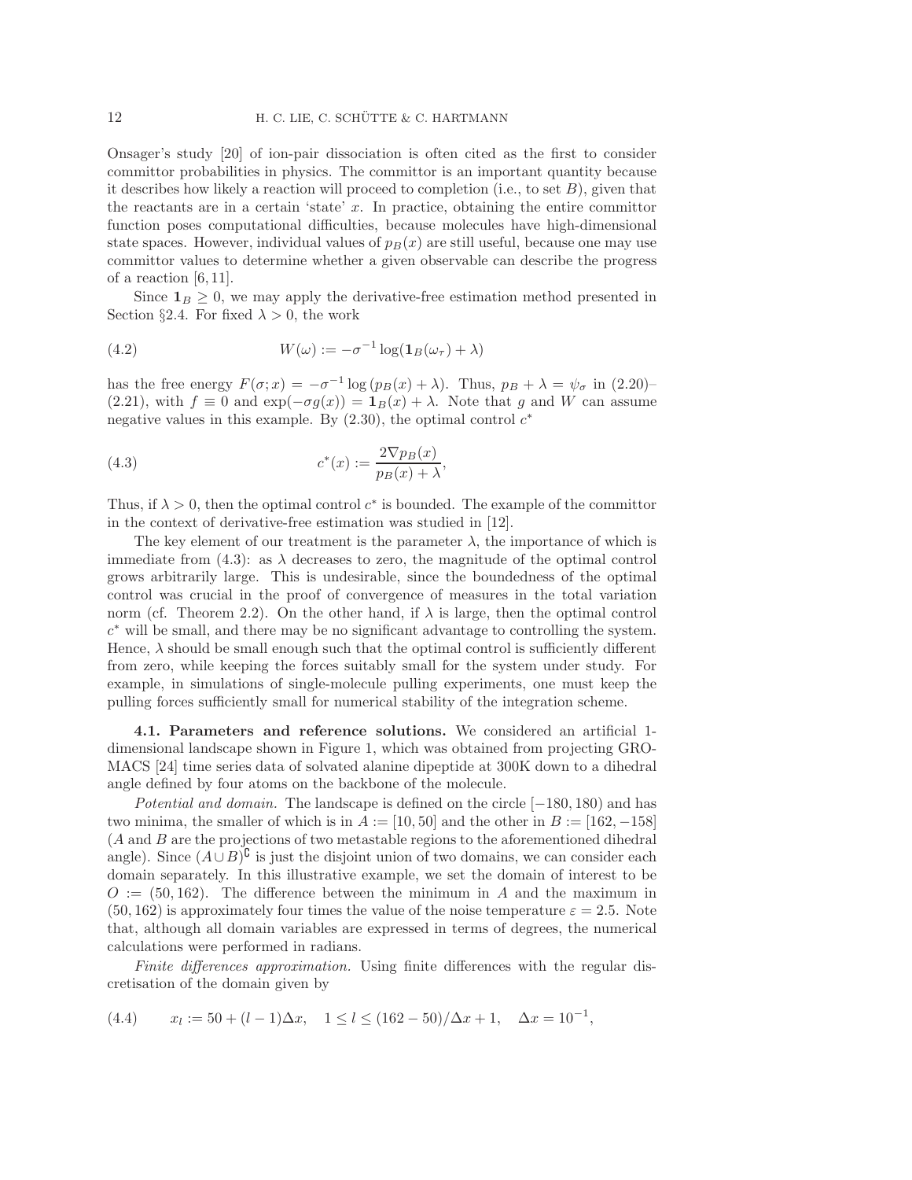Onsager's study [20] of ion-pair dissociation is often cited as the first to consider committor probabilities in physics. The committor is an important quantity because it describes how likely a reaction will proceed to completion (i.e., to set $B$), given that the reactants are in a certain 'state' $x$. In practice, obtaining the entire committor function poses computational difficulties, because molecules have high-dimensional state spaces. However, individual values of $p_B(x)$ are still useful, because one may use committor values to determine whether a given observable can describe the progress of a reaction [6, 11].

Since $\mathbf{1}_B \geq 0$, we may apply the derivative-free estimation method presented in Section §2.4. For fixed $\lambda > 0$, the work

$$W(\omega) := -\sigma^{-1} \log(\mathbf{1}_B(\omega_\tau) + \lambda) \tag{4.2}$$

has the free energy $F(\sigma; x) = -\sigma^{-1} \log(p_B(x) + \lambda)$. Thus, $p_B + \lambda = \psi_\sigma$ in (2.20)–(2.21), with $f \equiv 0$ and $\exp(-\sigma g(x)) = \mathbf{1}_B(x) + \lambda$. Note that $g$ and $W$ can assume negative values in this example. By (2.30), the optimal control $c^*$

$$c^*(x) := \frac{2\nabla p_B(x)}{p_B(x) + \lambda}, \tag{4.3}$$

Thus, if $\lambda > 0$, then the optimal control $c^*$ is bounded. The example of the committor in the context of derivative-free estimation was studied in [12].

The key element of our treatment is the parameter $\lambda$, the importance of which is immediate from (4.3): as $\lambda$ decreases to zero, the magnitude of the optimal control grows arbitrarily large. This is undesirable, since the boundedness of the optimal control was crucial in the proof of convergence of measures in the total variation norm (cf. Theorem 2.2). On the other hand, if $\lambda$ is large, then the optimal control $c^*$ will be small, and there may be no significant advantage to controlling the system. Hence, $\lambda$ should be small enough such that the optimal control is sufficiently different from zero, while keeping the forces suitably small for the system under study. For example, in simulations of single-molecule pulling experiments, one must keep the pulling forces sufficiently small for numerical stability of the integration scheme.

**4.1. Parameters and reference solutions.** We considered an artificial 1-dimensional landscape shown in Figure 1, which was obtained from projecting GROMACS [24] time series data of solvated alanine dipeptide at 300K down to a dihedral angle defined by four atoms on the backbone of the molecule.

*Potential and domain.* The landscape is defined on the circle $[-180, 180)$ and has two minima, the smaller of which is in $A := [10, 50]$ and the other in $B := [162, -158]$ ($A$ and $B$ are the projections of two metastable regions to the aforementioned dihedral angle). Since $(A \cup B)^{\complement}$ is just the disjoint union of two domains, we can consider each domain separately. In this illustrative example, we set the domain of interest to be $O := (50, 162)$. The difference between the minimum in $A$ and the maximum in $(50, 162)$ is approximately four times the value of the noise temperature $\varepsilon = 2.5$. Note that, although all domain variables are expressed in terms of degrees, the numerical calculations were performed in radians.

*Finite differences approximation.* Using finite differences with the regular discretisation of the domain given by

$$x_l := 50 + (l-1)\Delta x, \quad 1 \leq l \leq (162 - 50)/\Delta x + 1, \quad \Delta x = 10^{-1}, \tag{4.4}$$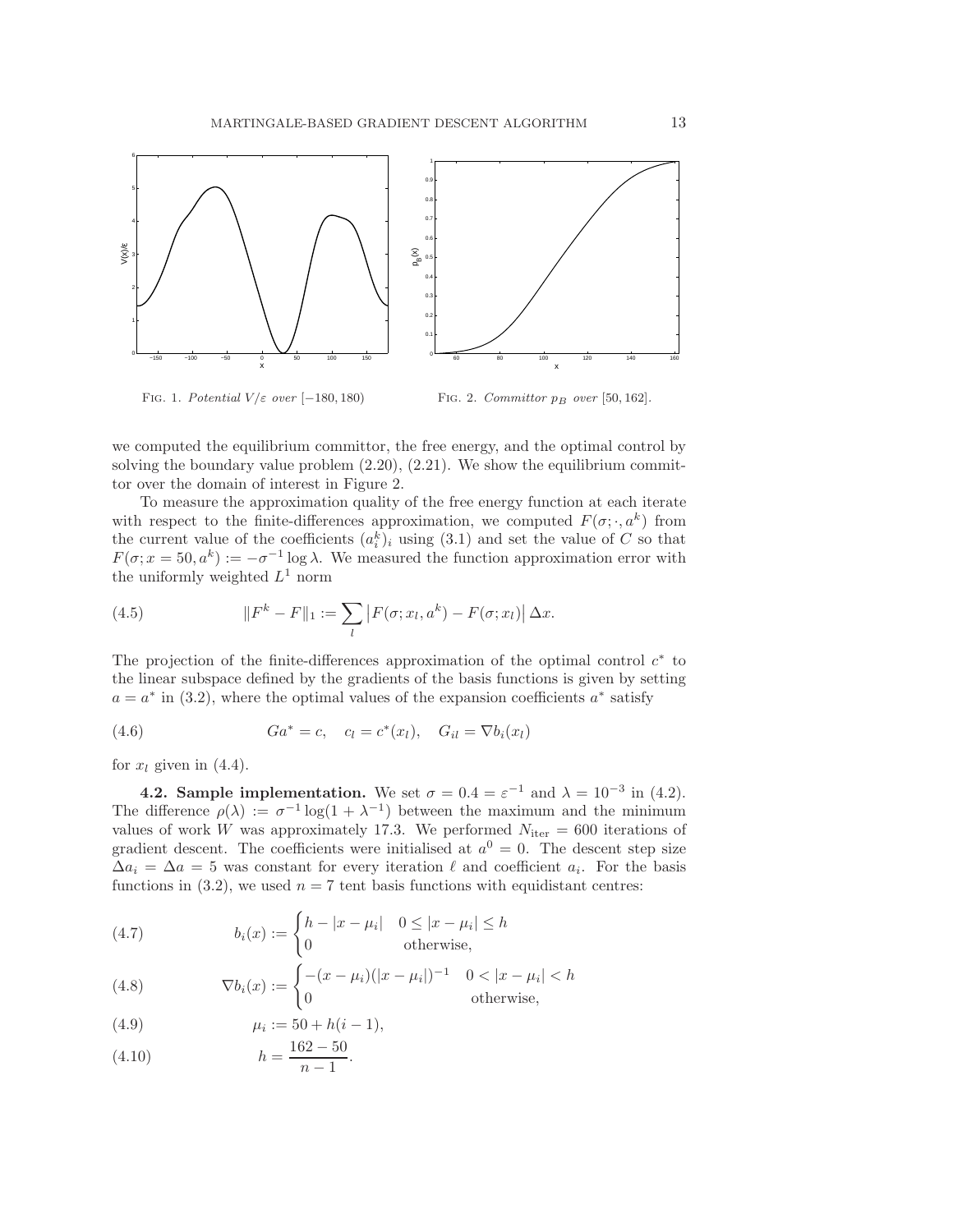FIG. 1. *Potential $V/\varepsilon$ over* $[-180, 180)$

FIG. 2. *Committor $p_B$ over* $[50, 162]$.

we computed the equilibrium committor, the free energy, and the optimal control by solving the boundary value problem (2.20), (2.21). We show the equilibrium committor over the domain of interest in Figure 2.

To measure the approximation quality of the free energy function at each iterate with respect to the finite-differences approximation, we computed $F(\sigma; \cdot, a^k)$ from the current value of the coefficients $(a_i^k)_i$ using (3.1) and set the value of $C$ so that $F(\sigma; x = 50, a^k) := -\sigma^{-1} \log \lambda$. We measured the function approximation error with the uniformly weighted $L^1$ norm

$$\|F^k - F\|_1 := \sum_l \left| F(\sigma; x_l, a^k) - F(\sigma; x_l) \right| \Delta x. \tag{4.5}$$

The projection of the finite-differences approximation of the optimal control $c^*$ to the linear subspace defined by the gradients of the basis functions is given by setting $a = a^*$ in (3.2), where the optimal values of the expansion coefficients $a^*$ satisfy

$$Ga^* = c, \quad c_l = c^*(x_l), \quad G_{il} = \nabla b_i(x_l) \tag{4.6}$$

for $x_l$ given in (4.4).

**4.2. Sample implementation.** We set $\sigma = 0.4 = \varepsilon^{-1}$ and $\lambda = 10^{-3}$ in (4.2). The difference $\rho(\lambda) := \sigma^{-1} \log(1 + \lambda^{-1})$ between the maximum and the minimum values of work $W$ was approximately 17.3. We performed $N_{\text{iter}} = 600$ iterations of gradient descent. The coefficients were initialised at $a^0 = 0$. The descent step size $\Delta a_i = \Delta a = 5$ was constant for every iteration $\ell$ and coefficient $a_i$. For the basis functions in (3.2), we used $n = 7$ tent basis functions with equidistant centres:

$$b_i(x) := \begin{cases} h - |x - \mu_i| & 0 \le |x - \mu_i| \le h \\ 0 & \text{otherwise,} \end{cases} \tag{4.7}$$

$$\nabla b_i(x) := \begin{cases} -(x - \mu_i)(|x - \mu_i|)^{-1} & 0 < |x - \mu_i| < h \\ 0 & \text{otherwise,} \end{cases} \tag{4.8}$$

$$\mu_i := 50 + h(i - 1), \tag{4.9}$$

$$h = \frac{162 - 50}{n - 1}. \tag{4.10}$$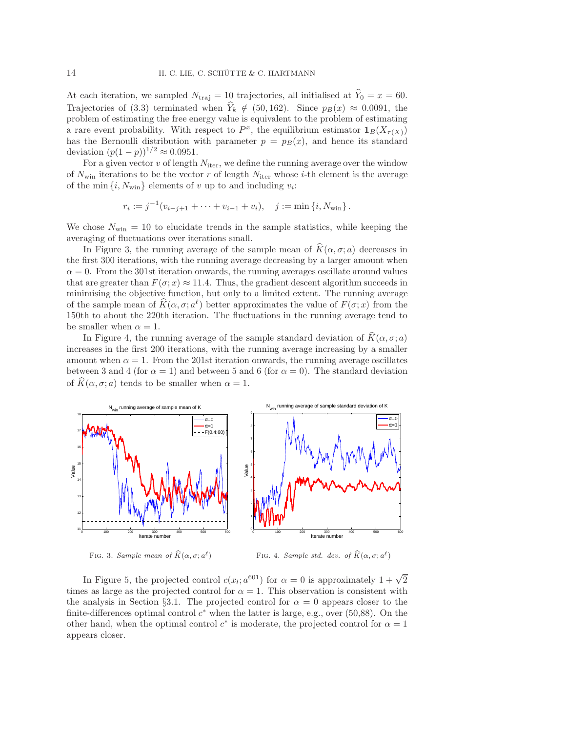At each iteration, we sampled $N_{\text{traj}} = 10$ trajectories, all initialised at $\widehat{Y}_0 = x = 60$. Trajectories of (3.3) terminated when $\widehat{Y}_k \notin (50, 162)$. Since $p_B(x) \approx 0.0091$, the problem of estimating the free energy value is equivalent to the problem of estimating a rare event probability. With respect to $P^x$, the equilibrium estimator $\mathbf{1}_B(X_{\tau(X)})$ has the Bernoulli distribution with parameter $p = p_B(x)$, and hence its standard deviation $(p(1-p))^{1/2} \approx 0.0951$.

For a given vector $v$ of length $N_{\text{iter}}$, we define the running average over the window of $N_{\text{win}}$ iterations to be the vector $r$ of length $N_{\text{iter}}$ whose $i$-th element is the average of the $\min\{i, N_{\text{win}}\}$ elements of $v$ up to and including $v_i$:

$$r_i := j^{-1}(v_{i-j+1} + \cdots + v_{i-1} + v_i), \quad j := \min\{i, N_{\text{win}}\}.$$

We chose $N_{\text{win}} = 10$ to elucidate trends in the sample statistics, while keeping the averaging of fluctuations over iterations small.

In Figure 3, the running average of the sample mean of $\widehat{K}(\alpha, \sigma; a)$ decreases in the first 300 iterations, with the running average decreasing by a larger amount when $\alpha = 0$. From the 301st iteration onwards, the running averages oscillate around values that are greater than $F(\sigma; x) \approx 11.4$. Thus, the gradient descent algorithm succeeds in minimising the objective function, but only to a limited extent. The running average of the sample mean of $\widehat{K}(\alpha, \sigma; a^\ell)$ better approximates the value of $F(\sigma; x)$ from the 150th to about the 220th iteration. The fluctuations in the running average tend to be smaller when $\alpha = 1$.

In Figure 4, the running average of the sample standard deviation of $\widehat{K}(\alpha, \sigma; a)$ increases in the first 200 iterations, with the running average increasing by a smaller amount when $\alpha = 1$. From the 201st iteration onwards, the running average oscillates between 3 and 4 (for $\alpha = 1$) and between 5 and 6 (for $\alpha = 0$). The standard deviation of $\widehat{K}(\alpha, \sigma; a)$ tends to be smaller when $\alpha = 1$.

FIG. 3. *Sample mean of* $\widehat{K}(\alpha, \sigma; a^\ell)$

FIG. 4. *Sample std. dev. of* $\widehat{K}(\alpha, \sigma; a^\ell)$

In Figure 5, the projected control $c(x_l; a^{601})$ for $\alpha = 0$ is approximately $1 + \sqrt{2}$ times as large as the projected control for $\alpha = 1$. This observation is consistent with the analysis in Section §3.1. The projected control for $\alpha = 0$ appears closer to the finite-differences optimal control $c^*$ when the latter is large, e.g., over (50,88). On the other hand, when the optimal control $c^*$ is moderate, the projected control for $\alpha = 1$ appears closer.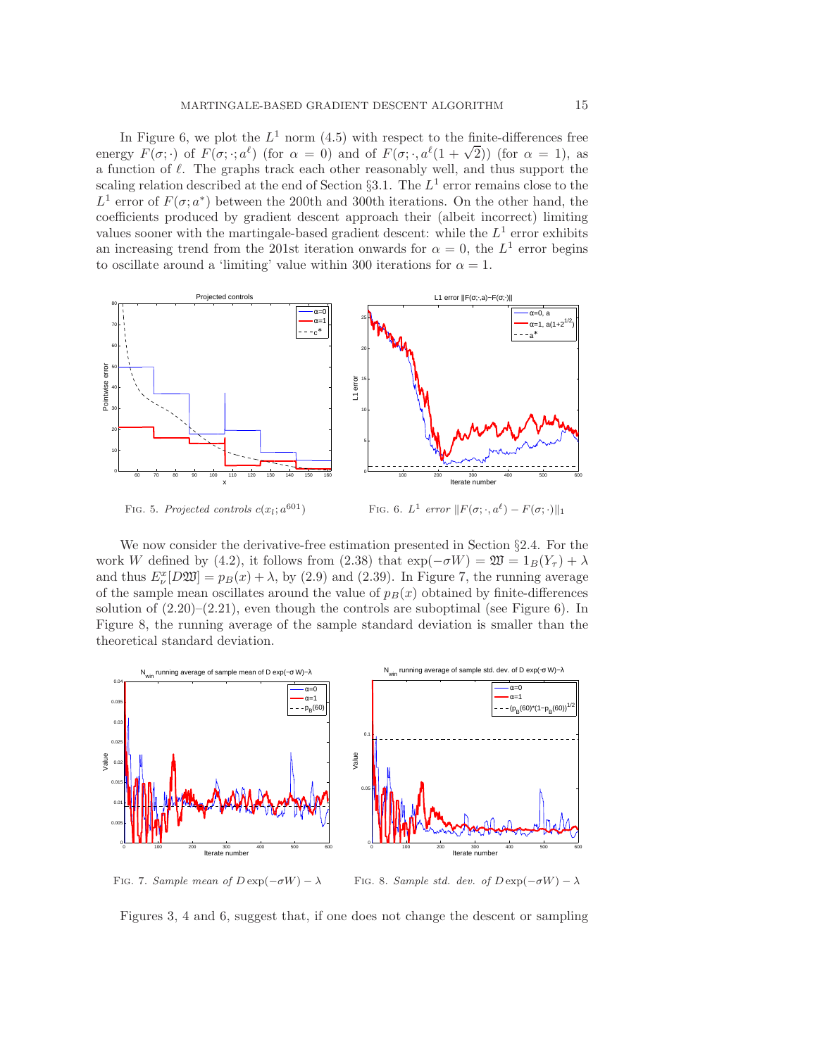In Figure 6, we plot the $L^1$ norm (4.5) with respect to the finite-differences free energy $F(\sigma;\cdot)$ of $F(\sigma;\cdot;a^\ell)$ (for $\alpha = 0$) and of $F(\sigma;\cdot,a^\ell(1+\sqrt{2}))$ (for $\alpha = 1$), as a function of $\ell$. The graphs track each other reasonably well, and thus support the scaling relation described at the end of Section §3.1. The $L^1$ error remains close to the $L^1$ error of $F(\sigma;a^*)$ between the 200th and 300th iterations. On the other hand, the coefficients produced by gradient descent approach their (albeit incorrect) limiting values sooner with the martingale-based gradient descent: while the $L^1$ error exhibits an increasing trend from the 201st iteration onwards for $\alpha = 0$, the $L^1$ error begins to oscillate around a 'limiting' value within 300 iterations for $\alpha = 1$.

FIG. 5. *Projected controls* $c(x_l;a^{601})$

FIG. 6. $L^1$ *error* $\|F(\sigma;\cdot,a^\ell) - F(\sigma;\cdot)\|_1$

We now consider the derivative-free estimation presented in Section §2.4. For the work $W$ defined by (4.2), it follows from (2.38) that $\exp(-\sigma W) = \mathfrak{W} = 1_B(Y_\tau) + \lambda$ and thus $E^x_\nu[D\mathfrak{W}] = p_B(x) + \lambda$, by (2.9) and (2.39). In Figure 7, the running average of the sample mean oscillates around the value of $p_B(x)$ obtained by finite-differences solution of (2.20)–(2.21), even though the controls are suboptimal (see Figure 6). In Figure 8, the running average of the sample standard deviation is smaller than the theoretical standard deviation.

FIG. 7. *Sample mean of* $D\exp(-\sigma W) - \lambda$

FIG. 8. *Sample std. dev. of* $D\exp(-\sigma W) - \lambda$

Figures 3, 4 and 6, suggest that, if one does not change the descent or sampling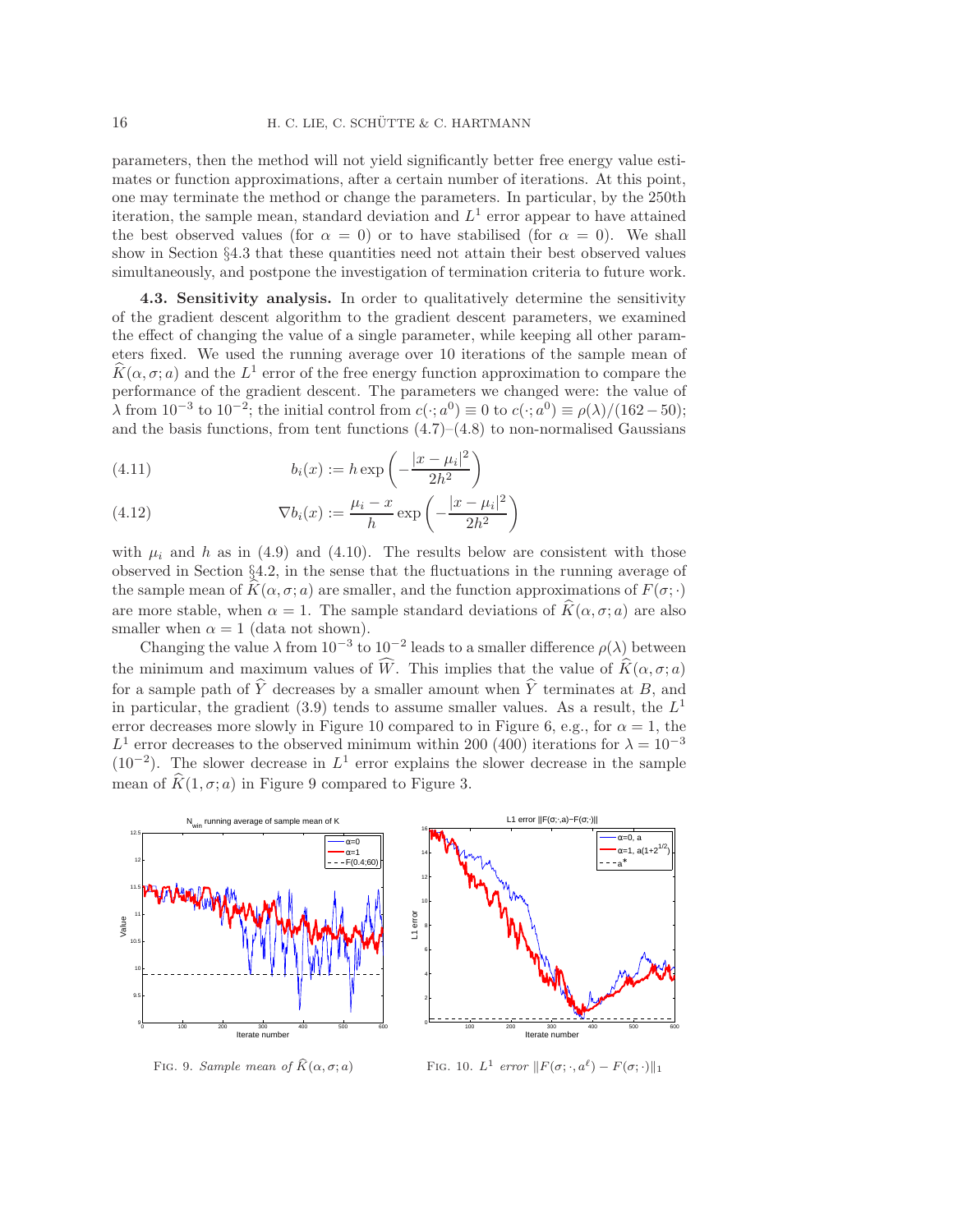parameters, then the method will not yield significantly better free energy value estimates or function approximations, after a certain number of iterations. At this point, one may terminate the method or change the parameters. In particular, by the 250th iteration, the sample mean, standard deviation and $L^1$ error appear to have attained the best observed values (for $\alpha = 0$) or to have stabilised (for $\alpha = 0$). We shall show in Section §4.3 that these quantities need not attain their best observed values simultaneously, and postpone the investigation of termination criteria to future work.

**4.3. Sensitivity analysis.** In order to qualitatively determine the sensitivity of the gradient descent algorithm to the gradient descent parameters, we examined the effect of changing the value of a single parameter, while keeping all other parameters fixed. We used the running average over 10 iterations of the sample mean of $\widehat{K}(\alpha, \sigma; a)$ and the $L^1$ error of the free energy function approximation to compare the performance of the gradient descent. The parameters we changed were: the value of $\lambda$ from $10^{-3}$ to $10^{-2}$; the initial control from $c(\cdot; a^0) \equiv 0$ to $c(\cdot; a^0) \equiv \rho(\lambda)/(162 - 50)$; and the basis functions, from tent functions (4.7)–(4.8) to non-normalised Gaussians

$$b_i(x) := h \exp\left(-\frac{|x - \mu_i|^2}{2h^2}\right) \tag{4.11}$$

$$\nabla b_i(x) := \frac{\mu_i - x}{h} \exp\left(-\frac{|x - \mu_i|^2}{2h^2}\right) \tag{4.12}$$

with $\mu_i$ and $h$ as in (4.9) and (4.10). The results below are consistent with those observed in Section §4.2, in the sense that the fluctuations in the running average of the sample mean of $\widehat{K}(\alpha, \sigma; a)$ are smaller, and the function approximations of $F(\sigma; \cdot)$ are more stable, when $\alpha = 1$. The sample standard deviations of $\widehat{K}(\alpha, \sigma; a)$ are also smaller when $\alpha = 1$ (data not shown).

Changing the value $\lambda$ from $10^{-3}$ to $10^{-2}$ leads to a smaller difference $\rho(\lambda)$ between the minimum and maximum values of $\widehat{W}$. This implies that the value of $\widehat{K}(\alpha, \sigma; a)$ for a sample path of $\widehat{Y}$ decreases by a smaller amount when $\widehat{Y}$ terminates at $B$, and in particular, the gradient (3.9) tends to assume smaller values. As a result, the $L^1$ error decreases more slowly in Figure 10 compared to in Figure 6, e.g., for $\alpha = 1$, the $L^1$ error decreases to the observed minimum within 200 (400) iterations for $\lambda = 10^{-3}$ ($10^{-2}$). The slower decrease in $L^1$ error explains the slower decrease in the sample mean of $\widehat{K}(1, \sigma; a)$ in Figure 9 compared to Figure 3.

FIG. 9. *Sample mean of* $\widehat{K}(\alpha, \sigma; a)$

FIG. 10. $L^1$ *error* $\|F(\sigma; \cdot, a^\ell) - F(\sigma; \cdot)\|_1$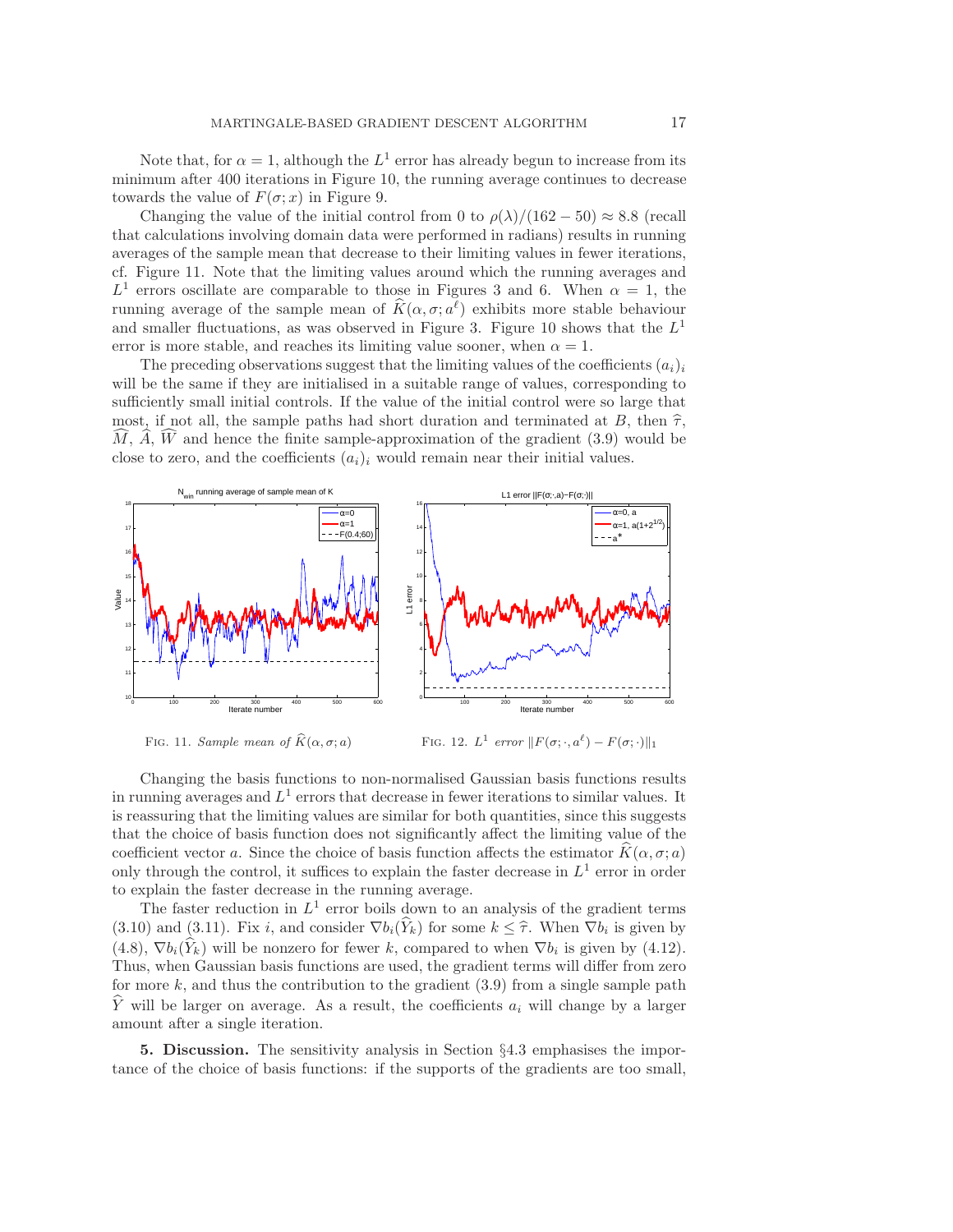Note that, for $\alpha = 1$, although the $L^1$ error has already begun to increase from its minimum after 400 iterations in Figure 10, the running average continues to decrease towards the value of $F(\sigma; x)$ in Figure 9.

Changing the value of the initial control from 0 to $\rho(\lambda)/(162 - 50) \approx 8.8$ (recall that calculations involving domain data were performed in radians) results in running averages of the sample mean that decrease to their limiting values in fewer iterations, cf. Figure 11. Note that the limiting values around which the running averages and $L^1$ errors oscillate are comparable to those in Figures 3 and 6. When $\alpha = 1$, the running average of the sample mean of $\widehat{K}(\alpha, \sigma; a^\ell)$ exhibits more stable behaviour and smaller fluctuations, as was observed in Figure 3. Figure 10 shows that the $L^1$ error is more stable, and reaches its limiting value sooner, when $\alpha = 1$.

The preceding observations suggest that the limiting values of the coefficients $(a_i)_i$ will be the same if they are initialised in a suitable range of values, corresponding to sufficiently small initial controls. If the value of the initial control were so large that most, if not all, the sample paths had short duration and terminated at $B$, then $\widehat{\tau}$, $\widehat{M}$, $\widehat{A}$, $\widehat{W}$ and hence the finite sample-approximation of the gradient (3.9) would be close to zero, and the coefficients $(a_i)_i$ would remain near their initial values.

Fig. 11. *Sample mean of* $\widehat{K}(\alpha, \sigma; a)$

Fig. 12. $L^1$ *error* $\|F(\sigma; \cdot, a^\ell) - F(\sigma; \cdot)\|_1$

Changing the basis functions to non-normalised Gaussian basis functions results in running averages and $L^1$ errors that decrease in fewer iterations to similar values. It is reassuring that the limiting values are similar for both quantities, since this suggests that the choice of basis function does not significantly affect the limiting value of the coefficient vector $a$. Since the choice of basis function affects the estimator $\widehat{K}(\alpha, \sigma; a)$ only through the control, it suffices to explain the faster decrease in $L^1$ error in order to explain the faster decrease in the running average.

The faster reduction in $L^1$ error boils down to an analysis of the gradient terms (3.10) and (3.11). Fix $i$, and consider $\nabla b_i(\widehat{Y}_k)$ for some $k \leq \widehat{\tau}$. When $\nabla b_i$ is given by (4.8), $\nabla b_i(\widehat{Y}_k)$ will be nonzero for fewer $k$, compared to when $\nabla b_i$ is given by (4.12). Thus, when Gaussian basis functions are used, the gradient terms will differ from zero for more $k$, and thus the contribution to the gradient (3.9) from a single sample path $\widehat{Y}$ will be larger on average. As a result, the coefficients $a_i$ will change by a larger amount after a single iteration.

## 5. Discussion.

The sensitivity analysis in Section §4.3 emphasises the importance of the choice of basis functions: if the supports of the gradients are too small,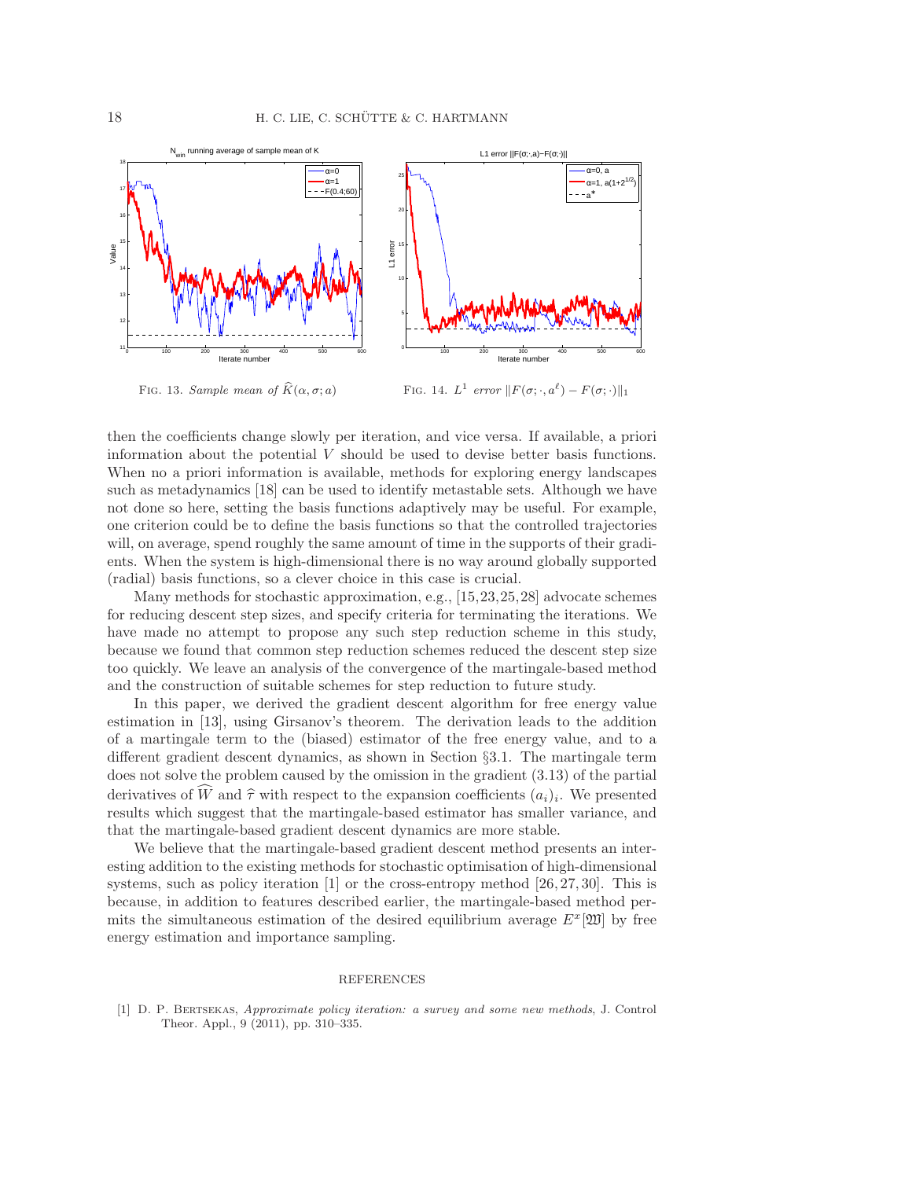FIG. 13. *Sample mean of* $\widehat{K}(\alpha, \sigma; a)$

FIG. 14. $L^1$ *error* $\|F(\sigma; \cdot, a^\ell) - F(\sigma; \cdot)\|_1$

then the coefficients change slowly per iteration, and vice versa. If available, a priori information about the potential $V$ should be used to devise better basis functions. When no a priori information is available, methods for exploring energy landscapes such as metadynamics [18] can be used to identify metastable sets. Although we have not done so here, setting the basis functions adaptively may be useful. For example, one criterion could be to define the basis functions so that the controlled trajectories will, on average, spend roughly the same amount of time in the supports of their gradients. When the system is high-dimensional there is no way around globally supported (radial) basis functions, so a clever choice in this case is crucial.

Many methods for stochastic approximation, e.g., [15, 23, 25, 28] advocate schemes for reducing descent step sizes, and specify criteria for terminating the iterations. We have made no attempt to propose any such step reduction scheme in this study, because we found that common step reduction schemes reduced the descent step size too quickly. We leave an analysis of the convergence of the martingale-based method and the construction of suitable schemes for step reduction to future study.

In this paper, we derived the gradient descent algorithm for free energy value estimation in [13], using Girsanov's theorem. The derivation leads to the addition of a martingale term to the (biased) estimator of the free energy value, and to a different gradient descent dynamics, as shown in Section §3.1. The martingale term does not solve the problem caused by the omission in the gradient (3.13) of the partial derivatives of $\widehat{W}$ and $\widehat{\tau}$ with respect to the expansion coefficients $(a_i)_i$. We presented results which suggest that the martingale-based estimator has smaller variance, and that the martingale-based gradient descent dynamics are more stable.

We believe that the martingale-based gradient descent method presents an interesting addition to the existing methods for stochastic optimisation of high-dimensional systems, such as policy iteration [1] or the cross-entropy method [26, 27, 30]. This is because, in addition to features described earlier, the martingale-based method permits the simultaneous estimation of the desired equilibrium average $E^x[\mathfrak{W}]$ by free energy estimation and importance sampling.

## REFERENCES

[1] D. P. Bertsekas, *Approximate policy iteration: a survey and some new methods*, J. Control Theor. Appl., 9 (2011), pp. 310–335.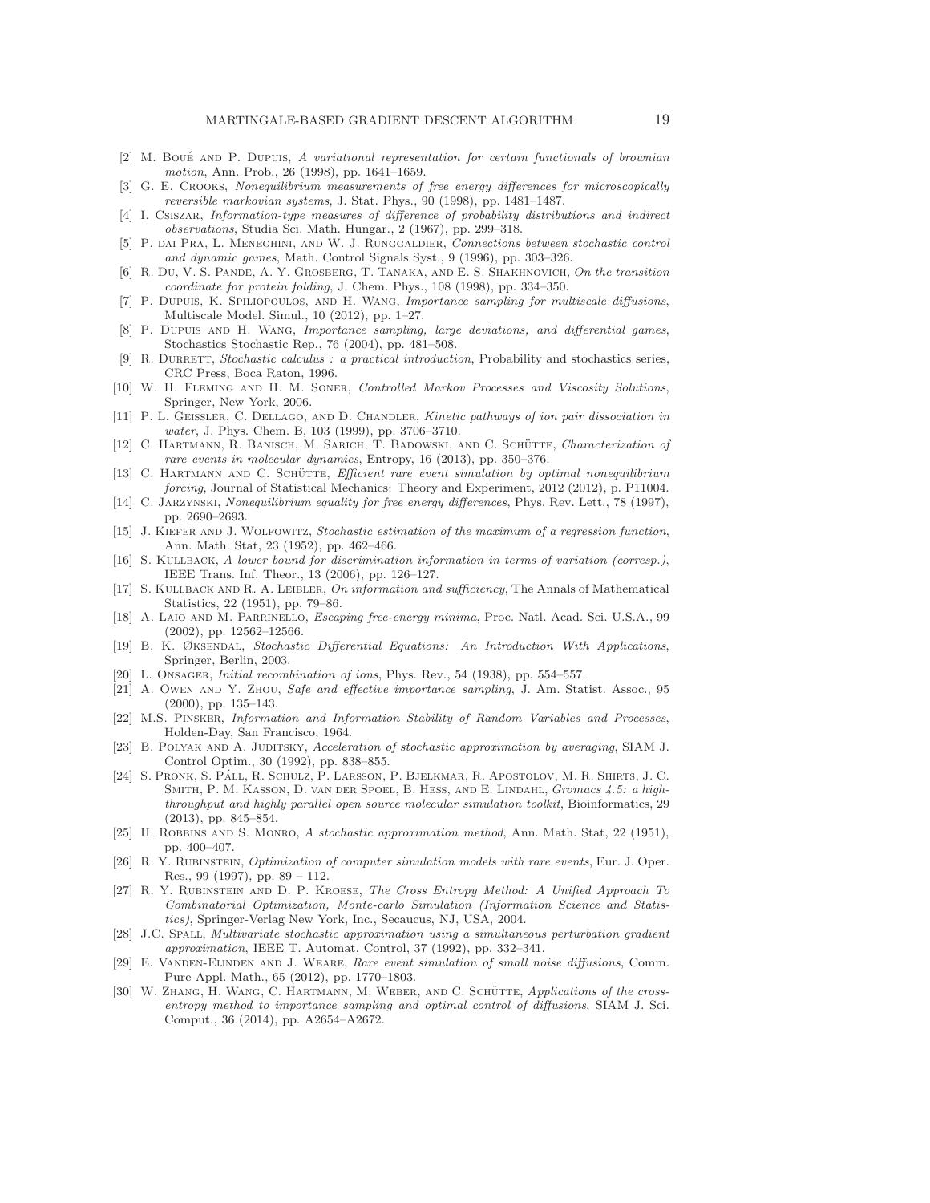[2] M. Boué and P. Dupuis, *A variational representation for certain functionals of brownian motion*, Ann. Prob., 26 (1998), pp. 1641–1659.

[3] G. E. Crooks, *Nonequilibrium measurements of free energy differences for microscopically reversible markovian systems*, J. Stat. Phys., 90 (1998), pp. 1481–1487.

[4] I. Csiszar, *Information-type measures of difference of probability distributions and indirect observations*, Studia Sci. Math. Hungar., 2 (1967), pp. 299–318.

[5] P. dai Pra, L. Meneghini, and W. J. Runggaldier, *Connections between stochastic control and dynamic games*, Math. Control Signals Syst., 9 (1996), pp. 303–326.

[6] R. Du, V. S. Pande, A. Y. Grosberg, T. Tanaka, and E. S. Shakhnovich, *On the transition coordinate for protein folding*, J. Chem. Phys., 108 (1998), pp. 334–350.

[7] P. Dupuis, K. Spiliopoulos, and H. Wang, *Importance sampling for multiscale diffusions*, Multiscale Model. Simul., 10 (2012), pp. 1–27.

[8] P. Dupuis and H. Wang, *Importance sampling, large deviations, and differential games*, Stochastics Stochastic Rep., 76 (2004), pp. 481–508.

[9] R. Durrett, *Stochastic calculus : a practical introduction*, Probability and stochastics series, CRC Press, Boca Raton, 1996.

[10] W. H. Fleming and H. M. Soner, *Controlled Markov Processes and Viscosity Solutions*, Springer, New York, 2006.

[11] P. L. Geissler, C. Dellago, and D. Chandler, *Kinetic pathways of ion pair dissociation in water*, J. Phys. Chem. B, 103 (1999), pp. 3706–3710.

[12] C. Hartmann, R. Banisch, M. Sarich, T. Badowski, and C. Schütte, *Characterization of rare events in molecular dynamics*, Entropy, 16 (2013), pp. 350–376.

[13] C. Hartmann and C. Schütte, *Efficient rare event simulation by optimal nonequilibrium forcing*, Journal of Statistical Mechanics: Theory and Experiment, 2012 (2012), p. P11004.

[14] C. Jarzynski, *Nonequilibrium equality for free energy differences*, Phys. Rev. Lett., 78 (1997), pp. 2690–2693.

[15] J. Kiefer and J. Wolfowitz, *Stochastic estimation of the maximum of a regression function*, Ann. Math. Stat, 23 (1952), pp. 462–466.

[16] S. Kullback, *A lower bound for discrimination information in terms of variation (corresp.)*, IEEE Trans. Inf. Theor., 13 (2006), pp. 126–127.

[17] S. Kullback and R. A. Leibler, *On information and sufficiency*, The Annals of Mathematical Statistics, 22 (1951), pp. 79–86.

[18] A. Laio and M. Parrinello, *Escaping free-energy minima*, Proc. Natl. Acad. Sci. U.S.A., 99 (2002), pp. 12562–12566.

[19] B. K. Øksendal, *Stochastic Differential Equations: An Introduction With Applications*, Springer, Berlin, 2003.

[20] L. Onsager, *Initial recombination of ions*, Phys. Rev., 54 (1938), pp. 554–557.

[21] A. Owen and Y. Zhou, *Safe and effective importance sampling*, J. Am. Statist. Assoc., 95 (2000), pp. 135–143.

[22] M.S. Pinsker, *Information and Information Stability of Random Variables and Processes*, Holden-Day, San Francisco, 1964.

[23] B. Polyak and A. Juditsky, *Acceleration of stochastic approximation by averaging*, SIAM J. Control Optim., 30 (1992), pp. 838–855.

[24] S. Pronk, S. Páll, R. Schulz, P. Larsson, P. Bjelkmar, R. Apostolov, M. R. Shirts, J. C. Smith, P. M. Kasson, D. van der Spoel, B. Hess, and E. Lindahl, *Gromacs 4.5: a high-throughput and highly parallel open source molecular simulation toolkit*, Bioinformatics, 29 (2013), pp. 845–854.

[25] H. Robbins and S. Monro, *A stochastic approximation method*, Ann. Math. Stat, 22 (1951), pp. 400–407.

[26] R. Y. Rubinstein, *Optimization of computer simulation models with rare events*, Eur. J. Oper. Res., 99 (1997), pp. 89 – 112.

[27] R. Y. Rubinstein and D. P. Kroese, *The Cross Entropy Method: A Unified Approach To Combinatorial Optimization, Monte-carlo Simulation (Information Science and Statistics)*, Springer-Verlag New York, Inc., Secaucus, NJ, USA, 2004.

[28] J.C. Spall, *Multivariate stochastic approximation using a simultaneous perturbation gradient approximation*, IEEE T. Automat. Control, 37 (1992), pp. 332–341.

[29] E. Vanden-Eijnden and J. Weare, *Rare event simulation of small noise diffusions*, Comm. Pure Appl. Math., 65 (2012), pp. 1770–1803.

[30] W. Zhang, H. Wang, C. Hartmann, M. Weber, and C. Schütte, *Applications of the cross-entropy method to importance sampling and optimal control of diffusions*, SIAM J. Sci. Comput., 36 (2014), pp. A2654–A2672.